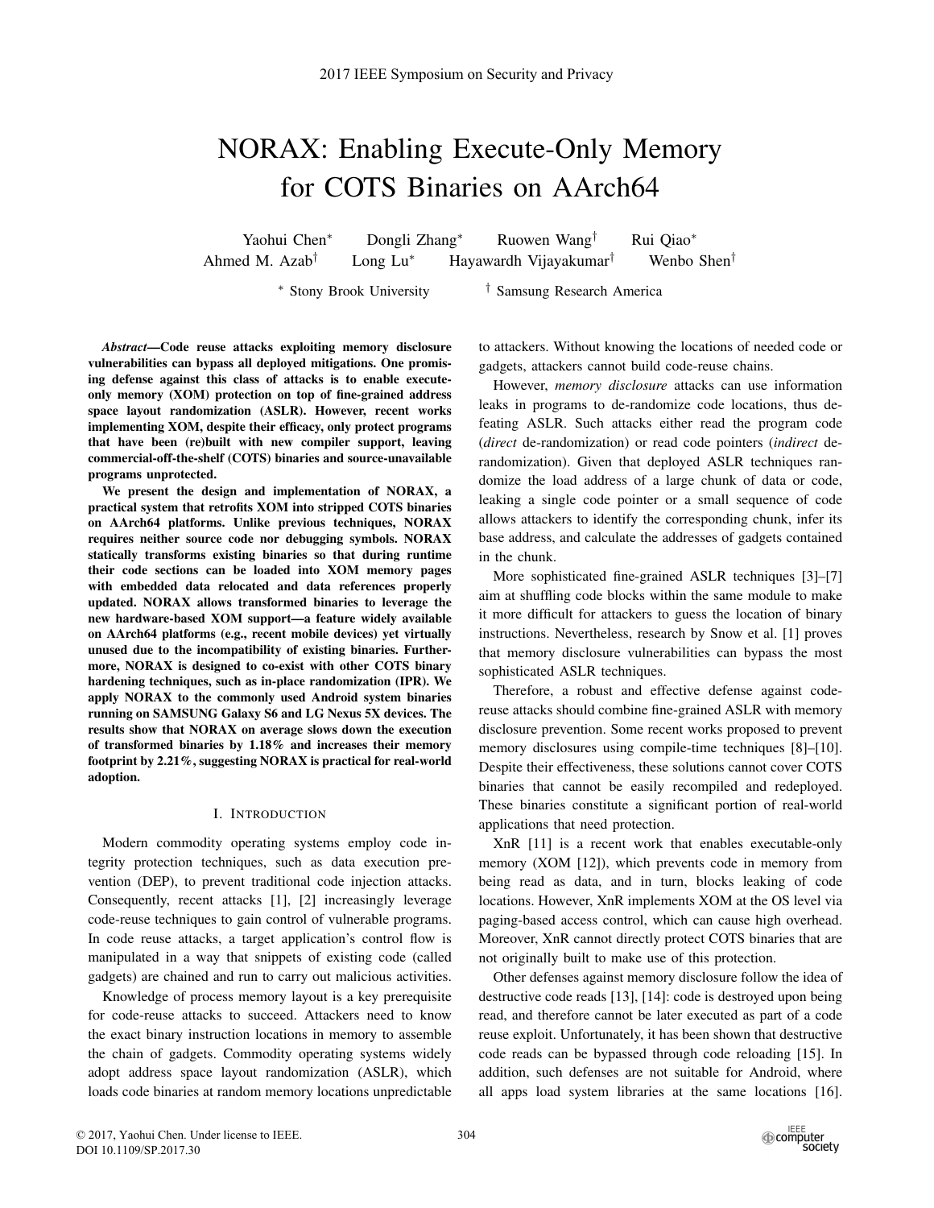# NORAX: Enabling Execute-Only Memory for COTS Binaries on AArch64

Yaohui Chen[*] Dongli Zhang[*] Ruowen Wang[†] Rui Qiao[*] Ahmed M. Azab[†] Long Lu[*] Hayawardh Vijayakumar[†] Wenbo Shen[†]

[*] Stony Brook University [†] Samsung Research America

***Abstract*—Code reuse attacks exploiting memory disclosure vulnerabilities can bypass all deployed mitigations. One promising defense against this class of attacks is to enable execute-only memory (XOM) protection on top of fine-grained address space layout randomization (ASLR). However, recent works implementing XOM, despite their efficacy, only protect programs that have been (re)built with new compiler support, leaving commercial-off-the-shelf (COTS) binaries and source-unavailable programs unprotected.**

**We present the design and implementation of NORAX, a practical system that retrofits XOM into stripped COTS binaries on AArch64 platforms. Unlike previous techniques, NORAX requires neither source code nor debugging symbols. NORAX statically transforms existing binaries so that during runtime their code sections can be loaded into XOM memory pages with embedded data relocated and data references properly updated. NORAX allows transformed binaries to leverage the new hardware-based XOM support—a feature widely available on AArch64 platforms (e.g., recent mobile devices) yet virtually unused due to the incompatibility of existing binaries. Furthermore, NORAX is designed to co-exist with other COTS binary hardening techniques, such as in-place randomization (IPR). We apply NORAX to the commonly used Android system binaries running on SAMSUNG Galaxy S6 and LG Nexus 5X devices. The results show that NORAX on average slows down the execution of transformed binaries by 1.18% and increases their memory footprint by 2.21%, suggesting NORAX is practical for real-world adoption.**

## I. Introduction

Modern commodity operating systems employ code integrity protection techniques, such as data execution prevention (DEP), to prevent traditional code injection attacks. Consequently, recent attacks [1], [2] increasingly leverage code-reuse techniques to gain control of vulnerable programs. In code reuse attacks, a target application's control flow is manipulated in a way that snippets of existing code (called gadgets) are chained and run to carry out malicious activities.

Knowledge of process memory layout is a key prerequisite for code-reuse attacks to succeed. Attackers need to know the exact binary instruction locations in memory to assemble the chain of gadgets. Commodity operating systems widely adopt address space layout randomization (ASLR), which loads code binaries at random memory locations unpredictable to attackers. Without knowing the locations of needed code or gadgets, attackers cannot build code-reuse chains.

However, *memory disclosure* attacks can use information leaks in programs to de-randomize code locations, thus defeating ASLR. Such attacks either read the program code (*direct* de-randomization) or read code pointers (*indirect* de-randomization). Given that deployed ASLR techniques randomize the load address of a large chunk of data or code, leaking a single code pointer or a small sequence of code allows attackers to identify the corresponding chunk, infer its base address, and calculate the addresses of gadgets contained in the chunk.

More sophisticated fine-grained ASLR techniques [3]–[7] aim at shuffling code blocks within the same module to make it more difficult for attackers to guess the location of binary instructions. Nevertheless, research by Snow et al. [1] proves that memory disclosure vulnerabilities can bypass the most sophisticated ASLR techniques.

Therefore, a robust and effective defense against code-reuse attacks should combine fine-grained ASLR with memory disclosure prevention. Some recent works proposed to prevent memory disclosures using compile-time techniques [8]–[10]. Despite their effectiveness, these solutions cannot cover COTS binaries that cannot be easily recompiled and redeployed. These binaries constitute a significant portion of real-world applications that need protection.

XnR [11] is a recent work that enables executable-only memory (XOM [12]), which prevents code in memory from being read as data, and in turn, blocks leaking of code locations. However, XnR implements XOM at the OS level via paging-based access control, which can cause high overhead. Moreover, XnR cannot directly protect COTS binaries that are not originally built to make use of this protection.

Other defenses against memory disclosure follow the idea of destructive code reads [13], [14]: code is destroyed upon being read, and therefore cannot be later executed as part of a code reuse exploit. Unfortunately, it has been shown that destructive code reads can be bypassed through code reloading [15]. In addition, such defenses are not suitable for Android, where all apps load system libraries at the same locations [16].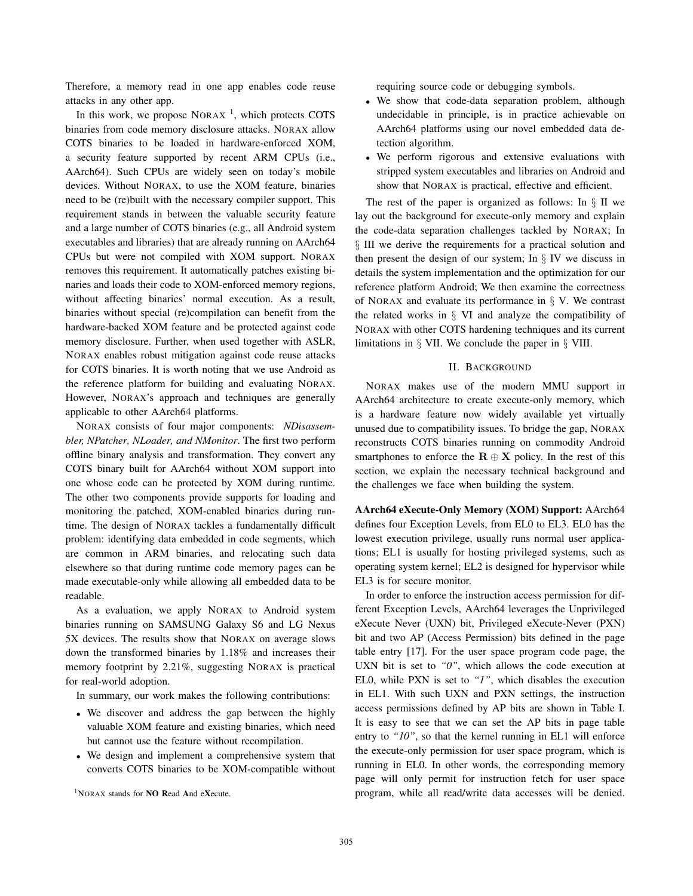Therefore, a memory read in one app enables code reuse attacks in any other app.

In this work, we propose NORAX [1], which protects COTS binaries from code memory disclosure attacks. NORAX allow COTS binaries to be loaded in hardware-enforced XOM, a security feature supported by recent ARM CPUs (i.e., AArch64). Such CPUs are widely seen on today's mobile devices. Without NORAX, to use the XOM feature, binaries need to be (re)built with the necessary compiler support. This requirement stands in between the valuable security feature and a large number of COTS binaries (e.g., all Android system executables and libraries) that are already running on AArch64 CPUs but were not compiled with XOM support. NORAX removes this requirement. It automatically patches existing binaries and loads their code to XOM-enforced memory regions, without affecting binaries' normal execution. As a result, binaries without special (re)compilation can benefit from the hardware-backed XOM feature and be protected against code memory disclosure. Further, when used together with ASLR, NORAX enables robust mitigation against code reuse attacks for COTS binaries. It is worth noting that we use Android as the reference platform for building and evaluating NORAX. However, NORAX's approach and techniques are generally applicable to other AArch64 platforms.

NORAX consists of four major components: *NDisassembler, NPatcher, NLoader, and NMonitor*. The first two perform offline binary analysis and transformation. They convert any COTS binary built for AArch64 without XOM support into one whose code can be protected by XOM during runtime. The other two components provide supports for loading and monitoring the patched, XOM-enabled binaries during runtime. The design of NORAX tackles a fundamentally difficult problem: identifying data embedded in code segments, which are common in ARM binaries, and relocating such data elsewhere so that during runtime code memory pages can be made executable-only while allowing all embedded data to be readable.

As a evaluation, we apply NORAX to Android system binaries running on SAMSUNG Galaxy S6 and LG Nexus 5X devices. The results show that NORAX on average slows down the transformed binaries by 1.18% and increases their memory footprint by 2.21%, suggesting NORAX is practical for real-world adoption.

In summary, our work makes the following contributions:

- We discover and address the gap between the highly valuable XOM feature and existing binaries, which need but cannot use the feature without recompilation.
- We design and implement a comprehensive system that converts COTS binaries to be XOM-compatible without requiring source code or debugging symbols.
- We show that code-data separation problem, although undecidable in principle, is in practice achievable on AArch64 platforms using our novel embedded data detection algorithm.
- We perform rigorous and extensive evaluations with stripped system executables and libraries on Android and show that NORAX is practical, effective and efficient.

The rest of the paper is organized as follows: In § II we lay out the background for execute-only memory and explain the code-data separation challenges tackled by NORAX; In § III we derive the requirements for a practical solution and then present the design of our system; In § IV we discuss in details the system implementation and the optimization for our reference platform Android; We then examine the correctness of NORAX and evaluate its performance in § V. We contrast the related works in § VI and analyze the compatibility of NORAX with other COTS hardening techniques and its current limitations in § VII. We conclude the paper in § VIII.

## II. Background

NORAX makes use of the modern MMU support in AArch64 architecture to create execute-only memory, which is a hardware feature now widely available yet virtually unused due to compatibility issues. To bridge the gap, NORAX reconstructs COTS binaries running on commodity Android smartphones to enforce the $\mathbf{R} \oplus \mathbf{X}$ policy. In the rest of this section, we explain the necessary technical background and the challenges we face when building the system.

**AArch64 eXecute-Only Memory (XOM) Support:** AArch64 defines four Exception Levels, from EL0 to EL3. EL0 has the lowest execution privilege, usually runs normal user applications; EL1 is usually for hosting privileged systems, such as operating system kernel; EL2 is designed for hypervisor while EL3 is for secure monitor.

In order to enforce the instruction access permission for different Exception Levels, AArch64 leverages the Unprivileged eXecute Never (UXN) bit, Privileged eXecute-Never (PXN) bit and two AP (Access Permission) bits defined in the page table entry [17]. For the user space program code page, the UXN bit is set to *"0"*, which allows the code execution at EL0, while PXN is set to *"1"*, which disables the execution in EL1. With such UXN and PXN settings, the instruction access permissions defined by AP bits are shown in Table I. It is easy to see that we can set the AP bits in page table entry to *"10"*, so that the kernel running in EL1 will enforce the execute-only permission for user space program, which is running in EL0. In other words, the corresponding memory page will only permit for instruction fetch for user space program, while all read/write data accesses will be denied.

[1] NORAX stands for **NO R**ead **A**nd e**X**ecute.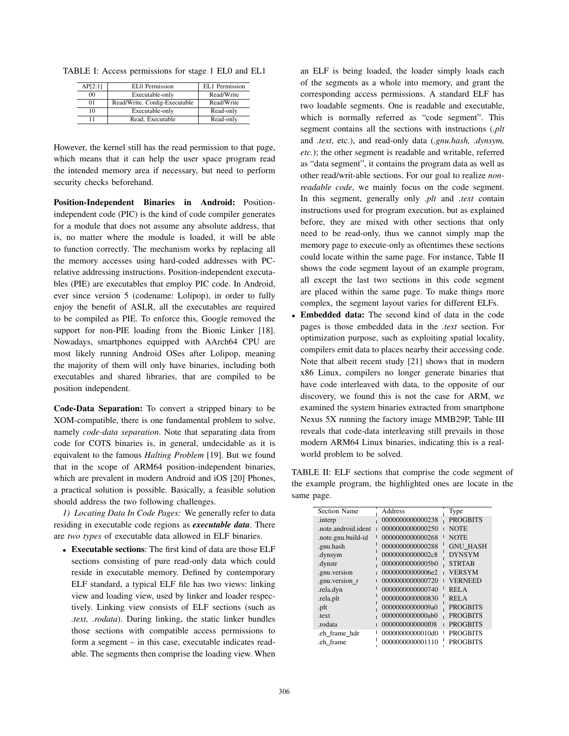TABLE I: Access permissions for stage 1 EL0 and EL1

| AP[2:1] | EL0 Permission | EL1 Permission |
|---|---|---|
| 00 | Executable-only | Read/Write |
| 01 | Read/Write, Config-Executable | Read/Write |
| 10 | Executable-only | Read-only |
| 11 | Read, Executable | Read-only |

However, the kernel still has the read permission to that page, which means that it can help the user space program read the intended memory area if necessary, but need to perform security checks beforehand.

**Position-Independent Binaries in Android:** Position-independent code (PIC) is the kind of code compiler generates for a module that does not assume any absolute address, that is, no matter where the module is loaded, it will be able to function correctly. The mechanism works by replacing all the memory accesses using hard-coded addresses with PC-relative addressing instructions. Position-independent executables (PIE) are executables that employ PIC code. In Android, ever since version 5 (codename: Lolipop), in order to fully enjoy the benefit of ASLR, all the executables are required to be compiled as PIE. To enforce this, Google removed the support for non-PIE loading from the Bionic Linker [18]. Nowadays, smartphones equipped with AArch64 CPU are most likely running Android OSes after Lolipop, meaning the majority of them will only have binaries, including both executables and shared libraries, that are compiled to be position independent.

**Code-Data Separation:** To convert a stripped binary to be XOM-compatible, there is one fundamental problem to solve, namely *code-data separation*. Note that separating data from code for COTS binaries is, in general, undecidable as it is equivalent to the famous *Halting Problem* [19]. But we found that in the scope of ARM64 position-independent binaries, which are prevalent in modern Android and iOS [20] Phones, a practical solution is possible. Basically, a feasible solution should address the two following challenges.

*1) Locating Data In Code Pages:* We generally refer to data residing in executable code regions as ***executable data***. There are *two types* of executable data allowed in ELF binaries.

- **Executable sections**: The first kind of data are those ELF sections consisting of pure read-only data which could reside in executable memory. Defined by contemporary ELF standard, a typical ELF file has two views: linking view and loading view, used by linker and loader respectively. Linking view consists of ELF sections (such as *.text, .rodata*). During linking, the static linker bundles those sections with compatible access permissions to form a segment – in this case, executable indicates readable. The segments then comprise the loading view. When an ELF is being loaded, the loader simply loads each of the segments as a whole into memory, and grant the corresponding access permissions. A standard ELF has two loadable segments. One is readable and executable, which is normally referred as "code segment". This segment contains all the sections with instructions (*.plt* and *.text*, etc.), and read-only data (*.gnu.hash, .dynsym, etc.*); the other segment is readable and writable, referred as "data segment", it contains the program data as well as other read/writ-able sections. For our goal to realize *non-readable code*, we mainly focus on the code segment. In this segment, generally only *.plt* and *.text* contain instructions used for program execution, but as explained before, they are mixed with other sections that only need to be read-only, thus we cannot simply map the memory page to execute-only as oftentimes these sections could locate within the same page. For instance, Table II shows the code segment layout of an example program, all except the last two sections in this code segment are placed within the same page. To make things more complex, the segment layout varies for different ELFs.
- **Embedded data:** The second kind of data in the code pages is those embedded data in the *.text* section. For optimization purpose, such as exploiting spatial locality, compilers emit data to places nearby their accessing code. Note that albeit recent study [21] shows that in modern x86 Linux, compilers no longer generate binaries that have code interleaved with data, to the opposite of our discovery, we found this is not the case for ARM, we examined the system binaries extracted from smartphone Nexus 5X running the factory image MMB29P, Table III reveals that code-data interleaving still prevails in those modern ARM64 Linux binaries, indicating this is a real-world problem to be solved.

TABLE II: ELF sections that comprise the code segment of the example program, the highlighted ones are locate in the same page.

| Section Name | Address | Type |
|---|---|---|
| .interp | 0000000000000238 | PROGBITS |
| .note.android.ident | 0000000000000250 | NOTE |
| .note.gnu.build-id | 0000000000000268 | NOTE |
| .gnu.hash | 0000000000000288 | GNU_HASH |
| .dynsym | 00000000000002c8 | DYNSYM |
| .dynstr | 00000000000005b0 | STRTAB |
| .gnu.version | 00000000000006e2 | VERSYM |
| .gnu.version_r | 0000000000000720 | VERNEED |
| .rela.dyn | 0000000000000740 | RELA |
| .rela.plt | 0000000000000830 | RELA |
| .plt | 00000000000009a0 | PROGBITS |
| .text | 0000000000000ab0 | PROGBITS |
| .rodata | 0000000000000f08 | PROGBITS |
| .eh_frame_hdr | 00000000000010d0 | PROGBITS |
| .eh_frame | 0000000000001110 | PROGBITS |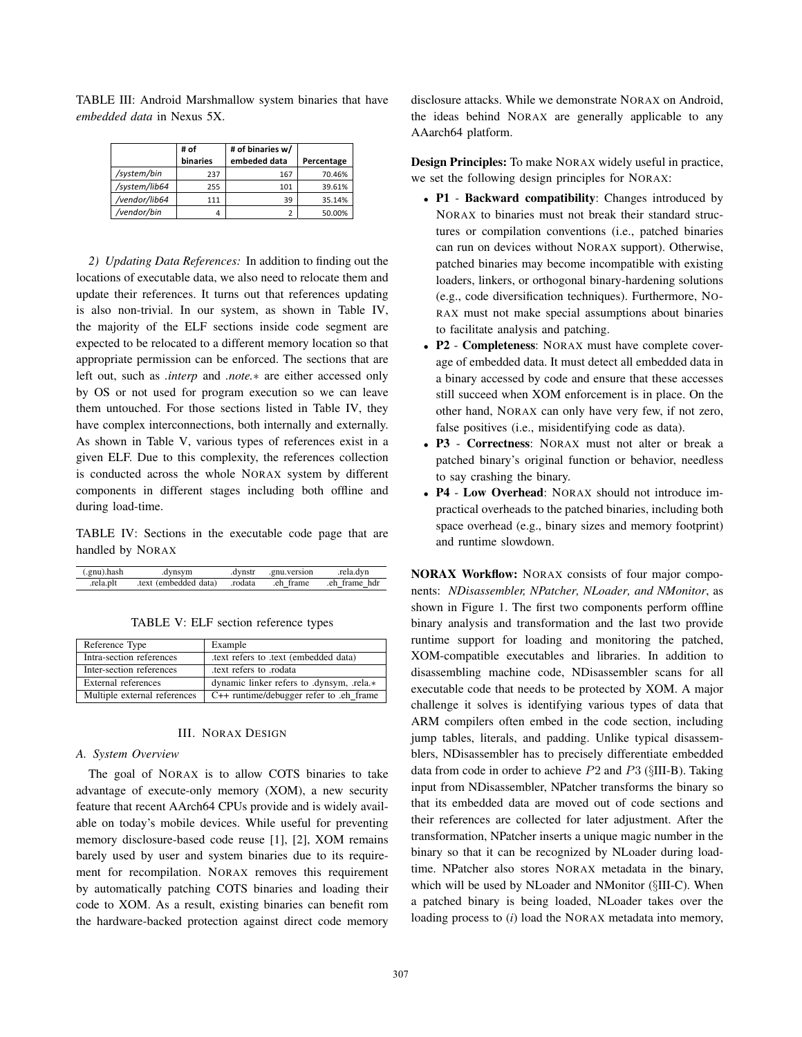TABLE III: Android Marshmallow system binaries that have *embedded data* in Nexus 5X.

| | # of binaries | # of binaries w/ embeded data | Percentage |
|---|---|---|---|
| */system/bin* | 237 | 167 | 70.46% |
| */system/lib64* | 255 | 101 | 39.61% |
| */vendor/lib64* | 111 | 39 | 35.14% |
| */vendor/bin* | 4 | 2 | 50.00% |

*2) Updating Data References:* In addition to finding out the locations of executable data, we also need to relocate them and update their references. It turns out that references updating is also non-trivial. In our system, as shown in Table IV, the majority of the ELF sections inside code segment are expected to be relocated to a different memory location so that appropriate permission can be enforced. The sections that are left out, such as *.interp* and *.note.∗* are either accessed only by OS or not used for program execution so we can leave them untouched. For those sections listed in Table IV, they have complex interconnections, both internally and externally. As shown in Table V, various types of references exist in a given ELF. Due to this complexity, the references collection is conducted across the whole NORAX system by different components in different stages including both offline and during load-time.

TABLE IV: Sections in the executable code page that are handled by NORAX

| | | | | |
|---|---|---|---|---|
| (.gnu).hash | .dynsym | .dynstr | .gnu.version | .rela.dyn |
| .rela.plt | .text (embedded data) | .rodata | .eh_frame | .eh_frame_hdr |

TABLE V: ELF section reference types

| Reference Type | Example |
|---|---|
| Intra-section references | .text refers to .text (embedded data) |
| Inter-section references | .text refers to .rodata |
| External references | dynamic linker refers to .dynsym, .rela.∗ |
| Multiple external references | C++ runtime/debugger refer to .eh_frame |

## III. NORAX DESIGN

### A. System Overview

The goal of NORAX is to allow COTS binaries to take advantage of execute-only memory (XOM), a new security feature that recent AArch64 CPUs provide and is widely available on today's mobile devices. While useful for preventing memory disclosure-based code reuse [1], [2], XOM remains barely used by user and system binaries due to its requirement for recompilation. NORAX removes this requirement by automatically patching COTS binaries and loading their code to XOM. As a result, existing binaries can benefit rom the hardware-backed protection against direct code memory disclosure attacks. While we demonstrate NORAX on Android, the ideas behind NORAX are generally applicable to any AAarch64 platform.

**Design Principles:** To make NORAX widely useful in practice, we set the following design principles for NORAX:

- **P1** - **Backward compatibility**: Changes introduced by NORAX to binaries must not break their standard structures or compilation conventions (i.e., patched binaries can run on devices without NORAX support). Otherwise, patched binaries may become incompatible with existing loaders, linkers, or orthogonal binary-hardening solutions (e.g., code diversification techniques). Furthermore, NORAX must not make special assumptions about binaries to facilitate analysis and patching.
- **P2** - **Completeness**: NORAX must have complete coverage of embedded data. It must detect all embedded data in a binary accessed by code and ensure that these accesses still succeed when XOM enforcement is in place. On the other hand, NORAX can only have very few, if not zero, false positives (i.e., misidentifying code as data).
- **P3** - **Correctness**: NORAX must not alter or break a patched binary's original function or behavior, needless to say crashing the binary.
- **P4** - **Low Overhead**: NORAX should not introduce impractical overheads to the patched binaries, including both space overhead (e.g., binary sizes and memory footprint) and runtime slowdown.

**NORAX Workflow:** NORAX consists of four major components: *NDisassembler, NPatcher, NLoader, and NMonitor*, as shown in Figure 1. The first two components perform offline binary analysis and transformation and the last two provide runtime support for loading and monitoring the patched, XOM-compatible executables and libraries. In addition to disassembling machine code, NDisassembler scans for all executable code that needs to be protected by XOM. A major challenge it solves is identifying various types of data that ARM compilers often embed in the code section, including jump tables, literals, and padding. Unlike typical disassemblers, NDisassembler has to precisely differentiate embedded data from code in order to achieve $P2$ and $P3$ (§III-B). Taking input from NDisassembler, NPatcher transforms the binary so that its embedded data are moved out of code sections and their references are collected for later adjustment. After the transformation, NPatcher inserts a unique magic number in the binary so that it can be recognized by NLoader during load-time. NPatcher also stores NORAX metadata in the binary, which will be used by NLoader and NMonitor (§III-C). When a patched binary is being loaded, NLoader takes over the loading process to (*i*) load the NORAX metadata into memory,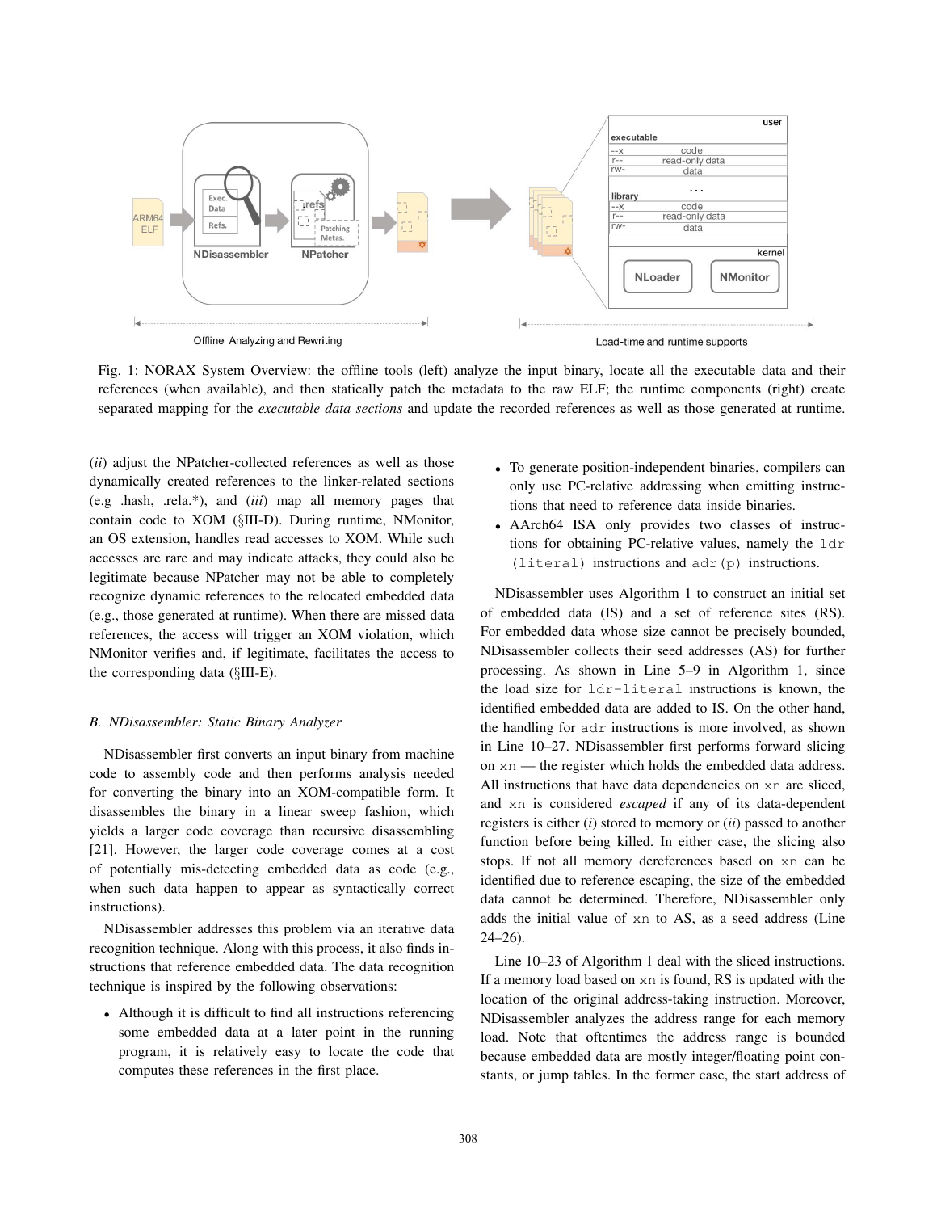Fig. 1: NORAX System Overview: the offline tools (left) analyze the input binary, locate all the executable data and their references (when available), and then statically patch the metadata to the raw ELF; the runtime components (right) create separated mapping for the *executable data sections* and update the recorded references as well as those generated at runtime.

(*ii*) adjust the NPatcher-collected references as well as those dynamically created references to the linker-related sections (e.g .hash, .rela.*), and (*iii*) map all memory pages that contain code to XOM (§III-D). During runtime, NMonitor, an OS extension, handles read accesses to XOM. While such accesses are rare and may indicate attacks, they could also be legitimate because NPatcher may not be able to completely recognize dynamic references to the relocated embedded data (e.g., those generated at runtime). When there are missed data references, the access will trigger an XOM violation, which NMonitor verifies and, if legitimate, facilitates the access to the corresponding data (§III-E).

### B. NDisassembler: Static Binary Analyzer

NDisassembler first converts an input binary from machine code to assembly code and then performs analysis needed for converting the binary into an XOM-compatible form. It disassembles the binary in a linear sweep fashion, which yields a larger code coverage than recursive disassembling [21]. However, the larger code coverage comes at a cost of potentially mis-detecting embedded data as code (e.g., when such data happen to appear as syntactically correct instructions).

NDisassembler addresses this problem via an iterative data recognition technique. Along with this process, it also finds instructions that reference embedded data. The data recognition technique is inspired by the following observations:

- Although it is difficult to find all instructions referencing some embedded data at a later point in the running program, it is relatively easy to locate the code that computes these references in the first place.
- To generate position-independent binaries, compilers can only use PC-relative addressing when emitting instructions that need to reference data inside binaries.
- AArch64 ISA only provides two classes of instructions for obtaining PC-relative values, namely the `ldr (literal)` instructions and `adr(p)` instructions.

NDisassembler uses Algorithm 1 to construct an initial set of embedded data (IS) and a set of reference sites (RS). For embedded data whose size cannot be precisely bounded, NDisassembler collects their seed addresses (AS) for further processing. As shown in Line 5–9 in Algorithm 1, since the load size for `ldr-literal` instructions is known, the identified embedded data are added to IS. On the other hand, the handling for `adr` instructions is more involved, as shown in Line 10–27. NDisassembler first performs forward slicing on `xn` — the register which holds the embedded data address. All instructions that have data dependencies on `xn` are sliced, and `xn` is considered *escaped* if any of its data-dependent registers is either (*i*) stored to memory or (*ii*) passed to another function before being killed. In either case, the slicing also stops. If not all memory dereferences based on `xn` can be identified due to reference escaping, the size of the embedded data cannot be determined. Therefore, NDisassembler only adds the initial value of `xn` to AS, as a seed address (Line 24–26).

Line 10–23 of Algorithm 1 deal with the sliced instructions. If a memory load based on `xn` is found, RS is updated with the location of the original address-taking instruction. Moreover, NDisassembler analyzes the address range for each memory load. Note that oftentimes the address range is bounded because embedded data are mostly integer/floating point constants, or jump tables. In the former case, the start address of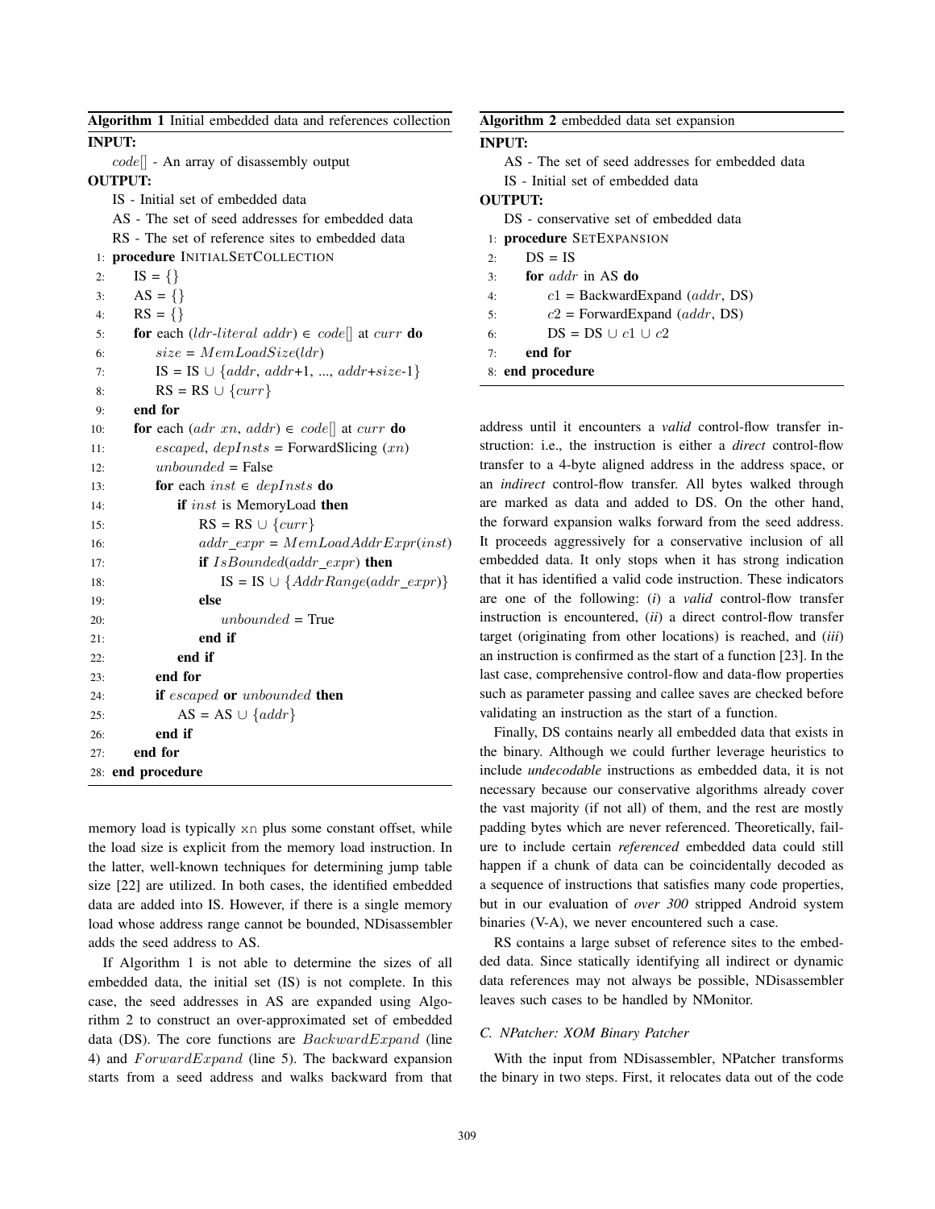**Algorithm 1** Initial embedded data and references collection

```
INPUT:
    code[] - An array of disassembly output
OUTPUT:
    IS - Initial set of embedded data
    AS - The set of seed addresses for embedded data
    RS - The set of reference sites to embedded data
1:  procedure INITIALSETCOLLECTION
2:      IS = {}
3:      AS = {}
4:      RS = {}
5:      for each (ldr-literal addr) ∈ code[] at curr do
6:          size = MemLoadSize(ldr)
7:          IS = IS ∪ {addr, addr+1, ..., addr+size-1}
8:          RS = RS ∪ {curr}
9:      end for
10:     for each (adr xn, addr) ∈ code[] at curr do
11:         escaped, depInsts = ForwardSlicing (xn)
12:         unbounded = False
13:         for each inst ∈ depInsts do
14:             if inst is MemoryLoad then
15:                 RS = RS ∪ {curr}
16:                 addr_expr = MemLoadAddrExpr(inst)
17:                 if IsBounded(addr_expr) then
18:                     IS = IS ∪ {AddrRange(addr_expr)}
19:                 else
20:                     unbounded = True
21:                 end if
22:             end if
23:         end for
24:         if escaped or unbounded then
25:             AS = AS ∪ {addr}
26:         end if
27:     end for
28: end procedure
```

**Algorithm 2** embedded data set expansion

```
INPUT:
    AS - The set of seed addresses for embedded data
    IS - Initial set of embedded data
OUTPUT:
    DS - conservative set of embedded data
1: procedure SETEXPANSION
2:     DS = IS
3:     for addr in AS do
4:         c1 = BackwardExpand (addr, DS)
5:         c2 = ForwardExpand (addr, DS)
6:         DS = DS ∪ c1 ∪ c2
7:     end for
8: end procedure
```

memory load is typically `xn` plus some constant offset, while the load size is explicit from the memory load instruction. In the latter, well-known techniques for determining jump table size [22] are utilized. In both cases, the identified embedded data are added into IS. However, if there is a single memory load whose address range cannot be bounded, NDisassembler adds the seed address to AS.

If Algorithm 1 is not able to determine the sizes of all embedded data, the initial set (IS) is not complete. In this case, the seed addresses in AS are expanded using Algorithm 2 to construct an over-approximated set of embedded data (DS). The core functions are $BackwardExpand$ (line 4) and $ForwardExpand$ (line 5). The backward expansion starts from a seed address and walks backward from that address until it encounters a *valid* control-flow transfer instruction: i.e., the instruction is either a *direct* control-flow transfer to a 4-byte aligned address in the address space, or an *indirect* control-flow transfer. All bytes walked through are marked as data and added to DS. On the other hand, the forward expansion walks forward from the seed address. It proceeds aggressively for a conservative inclusion of all embedded data. It only stops when it has strong indication that it has identified a valid code instruction. These indicators are one of the following: (*i*) a *valid* control-flow transfer instruction is encountered, (*ii*) a direct control-flow transfer target (originating from other locations) is reached, and (*iii*) an instruction is confirmed as the start of a function [23]. In the last case, comprehensive control-flow and data-flow properties such as parameter passing and callee saves are checked before validating an instruction as the start of a function.

Finally, DS contains nearly all embedded data that exists in the binary. Although we could further leverage heuristics to include *undecodable* instructions as embedded data, it is not necessary because our conservative algorithms already cover the vast majority (if not all) of them, and the rest are mostly padding bytes which are never referenced. Theoretically, failure to include certain *referenced* embedded data could still happen if a chunk of data can be coincidentally decoded as a sequence of instructions that satisfies many code properties, but in our evaluation of *over 300* stripped Android system binaries (V-A), we never encountered such a case.

RS contains a large subset of reference sites to the embedded data. Since statically identifying all indirect or dynamic data references may not always be possible, NDisassembler leaves such cases to be handled by NMonitor.

### C. NPatcher: XOM Binary Patcher

With the input from NDisassembler, NPatcher transforms the binary in two steps. First, it relocates data out of the code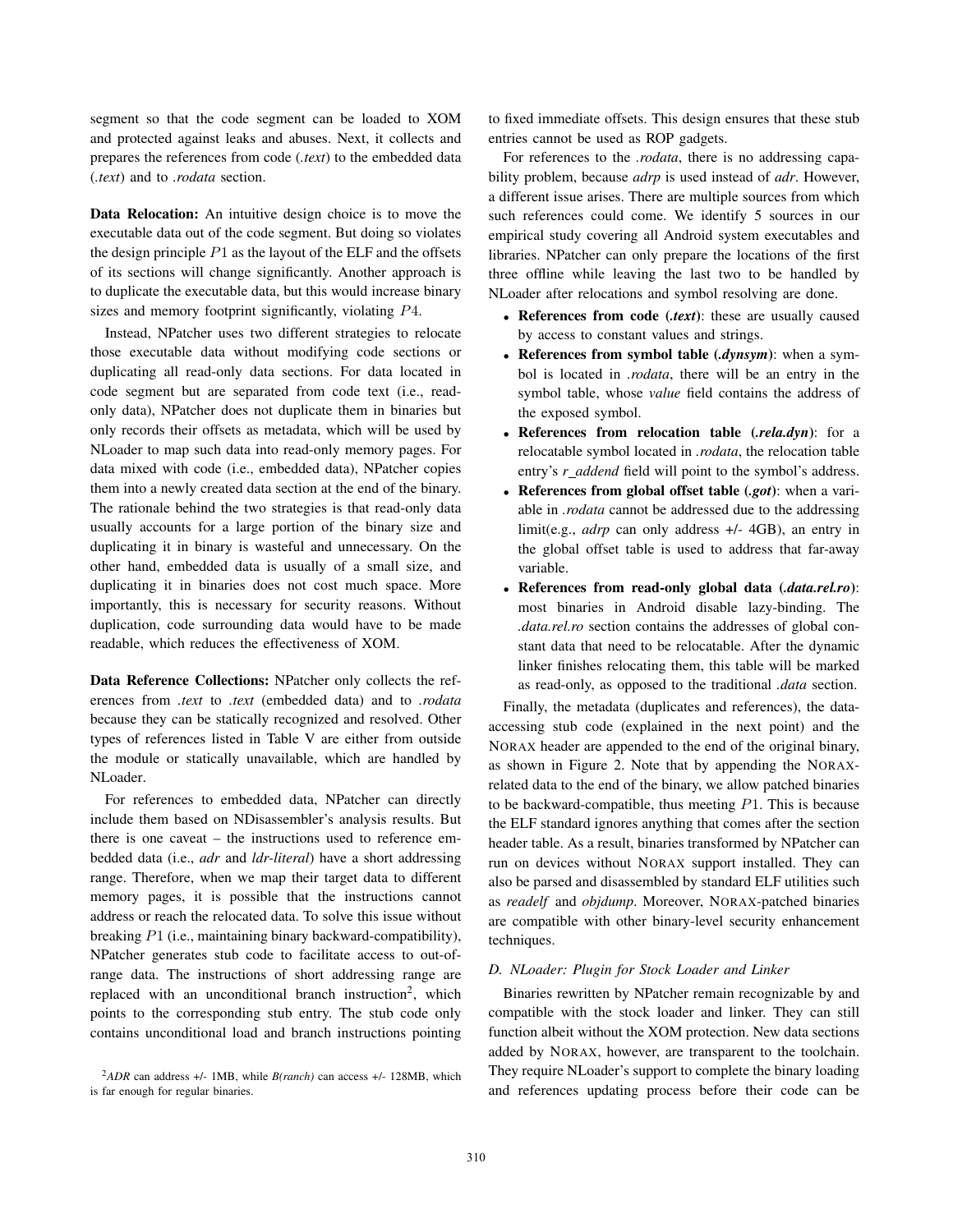segment so that the code segment can be loaded to XOM and protected against leaks and abuses. Next, it collects and prepares the references from code (*.text*) to the embedded data (*.text*) and to *.rodata* section.

**Data Relocation:** An intuitive design choice is to move the executable data out of the code segment. But doing so violates the design principle $P1$ as the layout of the ELF and the offsets of its sections will change significantly. Another approach is to duplicate the executable data, but this would increase binary sizes and memory footprint significantly, violating $P4$.

Instead, NPatcher uses two different strategies to relocate those executable data without modifying code sections or duplicating all read-only data sections. For data located in code segment but are separated from code text (i.e., read-only data), NPatcher does not duplicate them in binaries but only records their offsets as metadata, which will be used by NLoader to map such data into read-only memory pages. For data mixed with code (i.e., embedded data), NPatcher copies them into a newly created data section at the end of the binary. The rationale behind the two strategies is that read-only data usually accounts for a large portion of the binary size and duplicating it in binary is wasteful and unnecessary. On the other hand, embedded data is usually of a small size, and duplicating it in binaries does not cost much space. More importantly, this is necessary for security reasons. Without duplication, code surrounding data would have to be made readable, which reduces the effectiveness of XOM.

**Data Reference Collections:** NPatcher only collects the references from *.text* to *.text* (embedded data) and to *.rodata* because they can be statically recognized and resolved. Other types of references listed in Table V are either from outside the module or statically unavailable, which are handled by NLoader.

For references to embedded data, NPatcher can directly include them based on NDisassembler's analysis results. But there is one caveat – the instructions used to reference embedded data (i.e., *adr* and *ldr-literal*) have a short addressing range. Therefore, when we map their target data to different memory pages, it is possible that the instructions cannot address or reach the relocated data. To solve this issue without breaking $P1$ (i.e., maintaining binary backward-compatibility), NPatcher generates stub code to facilitate access to out-of-range data. The instructions of short addressing range are replaced with an unconditional branch instruction[2], which points to the corresponding stub entry. The stub code only contains unconditional load and branch instructions pointing to fixed immediate offsets. This design ensures that these stub entries cannot be used as ROP gadgets.

For references to the *.rodata*, there is no addressing capability problem, because *adrp* is used instead of *adr*. However, a different issue arises. There are multiple sources from which such references could come. We identify 5 sources in our empirical study covering all Android system executables and libraries. NPatcher can only prepare the locations of the first three offline while leaving the last two to be handled by NLoader after relocations and symbol resolving are done.

- **References from code (*.text*)**: these are usually caused by access to constant values and strings.
- **References from symbol table (*.dynsym*)**: when a symbol is located in *.rodata*, there will be an entry in the symbol table, whose *value* field contains the address of the exposed symbol.
- **References from relocation table (*.rela.dyn*)**: for a relocatable symbol located in *.rodata*, the relocation table entry's *r_addend* field will point to the symbol's address.
- **References from global offset table (*.got*)**: when a variable in *.rodata* cannot be addressed due to the addressing limit(e.g., *adrp* can only address +/- 4GB), an entry in the global offset table is used to address that far-away variable.
- **References from read-only global data (*.data.rel.ro*)**: most binaries in Android disable lazy-binding. The *.data.rel.ro* section contains the addresses of global constant data that need to be relocatable. After the dynamic linker finishes relocating them, this table will be marked as read-only, as opposed to the traditional *.data* section.

Finally, the metadata (duplicates and references), the data-accessing stub code (explained in the next point) and the NORAX header are appended to the end of the original binary, as shown in Figure 2. Note that by appending the NORAX-related data to the end of the binary, we allow patched binaries to be backward-compatible, thus meeting $P1$. This is because the ELF standard ignores anything that comes after the section header table. As a result, binaries transformed by NPatcher can run on devices without NORAX support installed. They can also be parsed and disassembled by standard ELF utilities such as *readelf* and *objdump*. Moreover, NORAX-patched binaries are compatible with other binary-level security enhancement techniques.

### D. NLoader: Plugin for Stock Loader and Linker

Binaries rewritten by NPatcher remain recognizable by and compatible with the stock loader and linker. They can still function albeit without the XOM protection. New data sections added by NORAX, however, are transparent to the toolchain. They require NLoader's support to complete the binary loading and references updating process before their code can be

[2] *ADR* can address +/- 1MB, while *B(ranch)* can access +/- 128MB, which is far enough for regular binaries.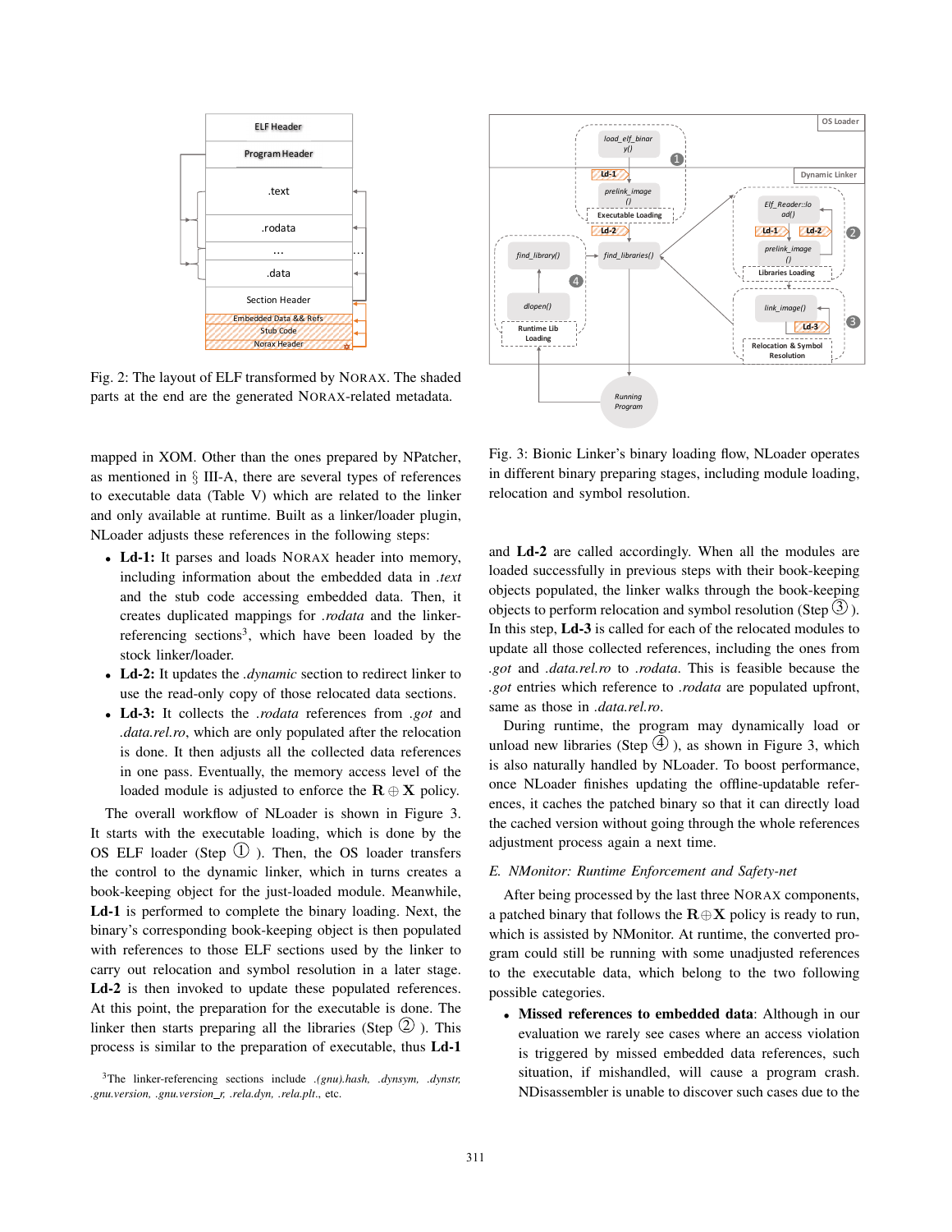Fig. 2: The layout of ELF transformed by NORAX. The shaded parts at the end are the generated NORAX-related metadata.

Fig. 3: Bionic Linker's binary loading flow, NLoader operates in different binary preparing stages, including module loading, relocation and symbol resolution.

mapped in XOM. Other than the ones prepared by NPatcher, as mentioned in § III-A, there are several types of references to executable data (Table V) which are related to the linker and only available at runtime. Built as a linker/loader plugin, NLoader adjusts these references in the following steps:

- **Ld-1:** It parses and loads NORAX header into memory, including information about the embedded data in *.text* and the stub code accessing embedded data. Then, it creates duplicated mappings for *.rodata* and the linker-referencing sections[3], which have been loaded by the stock linker/loader.
- **Ld-2:** It updates the *.dynamic* section to redirect linker to use the read-only copy of those relocated data sections.
- **Ld-3:** It collects the *.rodata* references from *.got* and *.data.rel.ro*, which are only populated after the relocation is done. It then adjusts all the collected data references in one pass. Eventually, the memory access level of the loaded module is adjusted to enforce the $\mathbf{R} \oplus \mathbf{X}$ policy.

The overall workflow of NLoader is shown in Figure 3. It starts with the executable loading, which is done by the OS ELF loader (Step ①). Then, the OS loader transfers the control to the dynamic linker, which in turns creates a book-keeping object for the just-loaded module. Meanwhile, **Ld-1** is performed to complete the binary loading. Next, the binary's corresponding book-keeping object is then populated with references to those ELF sections used by the linker to carry out relocation and symbol resolution in a later stage. **Ld-2** is then invoked to update these populated references. At this point, the preparation for the executable is done. The linker then starts preparing all the libraries (Step ②). This process is similar to the preparation of executable, thus **Ld-1** and **Ld-2** are called accordingly. When all the modules are loaded successfully in previous steps with their book-keeping objects populated, the linker walks through the book-keeping objects to perform relocation and symbol resolution (Step ③). In this step, **Ld-3** is called for each of the relocated modules to update all those collected references, including the ones from *.got* and *.data.rel.ro* to *.rodata*. This is feasible because the *.got* entries which reference to *.rodata* are populated upfront, same as those in *.data.rel.ro*.

During runtime, the program may dynamically load or unload new libraries (Step ④), as shown in Figure 3, which is also naturally handled by NLoader. To boost performance, once NLoader finishes updating the offline-updatable references, it caches the patched binary so that it can directly load the cached version without going through the whole references adjustment process again a next time.

### *E. NMonitor: Runtime Enforcement and Safety-net*

After being processed by the last three NORAX components, a patched binary that follows the $\mathbf{R}\oplus\mathbf{X}$ policy is ready to run, which is assisted by NMonitor. At runtime, the converted program could still be running with some unadjusted references to the executable data, which belong to the two following possible categories.

- **Missed references to embedded data**: Although in our evaluation we rarely see cases where an access violation is triggered by missed embedded data references, such situation, if mishandled, will cause a program crash. NDisassembler is unable to discover such cases due to the

[3]The linker-referencing sections include *.(gnu).hash, .dynsym, .dynstr, .gnu.version, .gnu.version_r, .rela.dyn, .rela.plt*., etc.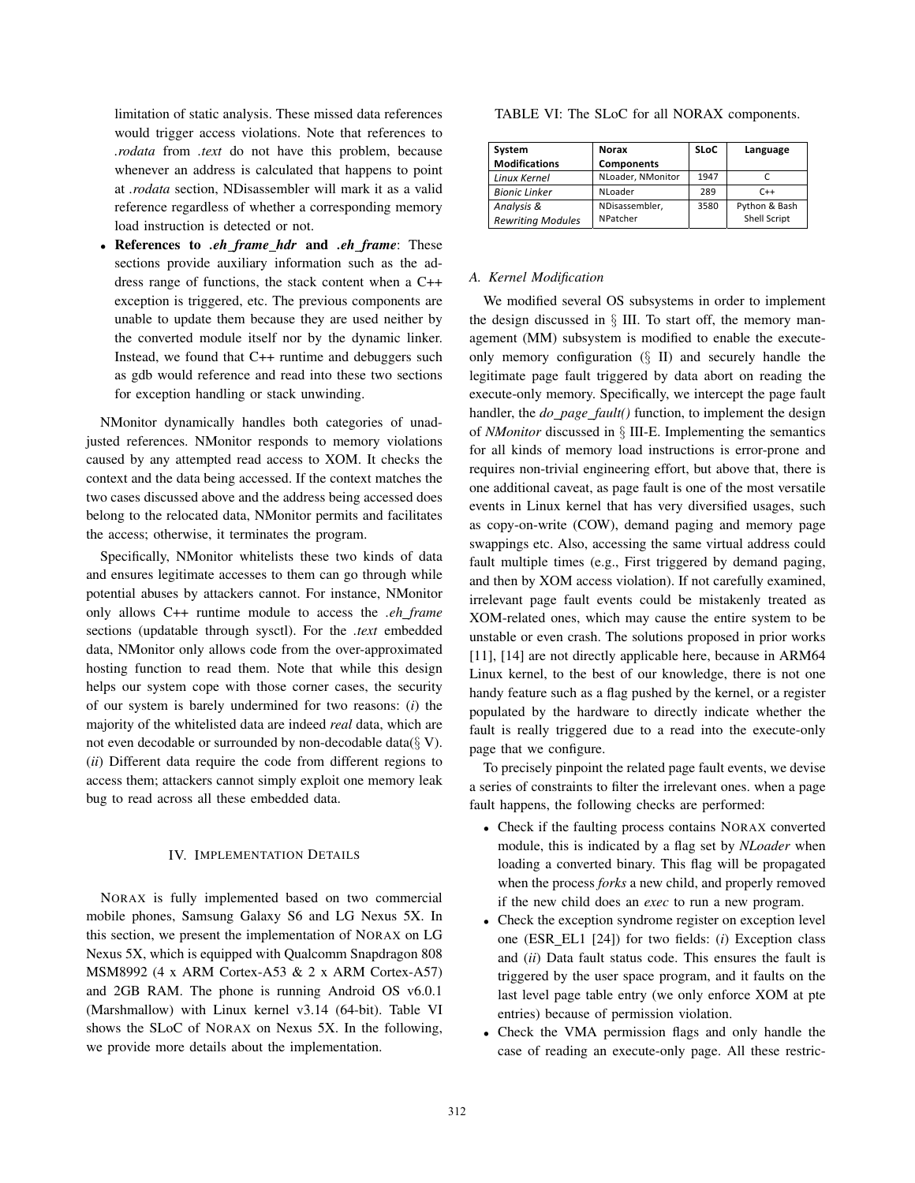limitation of static analysis. These missed data references would trigger access violations. Note that references to *.rodata* from *.text* do not have this problem, because whenever an address is calculated that happens to point at *.rodata* section, NDisassembler will mark it as a valid reference regardless of whether a corresponding memory load instruction is detected or not.

- **References to *.eh_frame_hdr* and *.eh_frame***: These sections provide auxiliary information such as the address range of functions, the stack content when a C++ exception is triggered, etc. The previous components are unable to update them because they are used neither by the converted module itself nor by the dynamic linker. Instead, we found that C++ runtime and debuggers such as gdb would reference and read into these two sections for exception handling or stack unwinding.

NMonitor dynamically handles both categories of unadjusted references. NMonitor responds to memory violations caused by any attempted read access to XOM. It checks the context and the data being accessed. If the context matches the two cases discussed above and the address being accessed does belong to the relocated data, NMonitor permits and facilitates the access; otherwise, it terminates the program.

Specifically, NMonitor whitelists these two kinds of data and ensures legitimate accesses to them can go through while potential abuses by attackers cannot. For instance, NMonitor only allows C++ runtime module to access the *.eh_frame* sections (updatable through sysctl). For the *.text* embedded data, NMonitor only allows code from the over-approximated hosting function to read them. Note that while this design helps our system cope with those corner cases, the security of our system is barely undermined for two reasons: (*i*) the majority of the whitelisted data are indeed *real* data, which are not even decodable or surrounded by non-decodable data(§ V). (*ii*) Different data require the code from different regions to access them; attackers cannot simply exploit one memory leak bug to read across all these embedded data.

## IV. Implementation Details

NORAX is fully implemented based on two commercial mobile phones, Samsung Galaxy S6 and LG Nexus 5X. In this section, we present the implementation of NORAX on LG Nexus 5X, which is equipped with Qualcomm Snapdragon 808 MSM8992 (4 x ARM Cortex-A53 & 2 x ARM Cortex-A57) and 2GB RAM. The phone is running Android OS v6.0.1 (Marshmallow) with Linux kernel v3.14 (64-bit). Table VI shows the SLoC of NORAX on Nexus 5X. In the following, we provide more details about the implementation.

TABLE VI: The SLoC for all NORAX components.

| System Modifications | Norax Components | SLoC | Language |
|---|---|---|---|
| *Linux Kernel* | NLoader, NMonitor | 1947 | C |
| *Bionic Linker* | NLoader | 289 | C++ |
| *Analysis & Rewriting Modules* | NDisassembler, NPatcher | 3580 | Python & Bash Shell Script |

### A. Kernel Modification

We modified several OS subsystems in order to implement the design discussed in § III. To start off, the memory management (MM) subsystem is modified to enable the execute-only memory configuration (§ II) and securely handle the legitimate page fault triggered by data abort on reading the execute-only memory. Specifically, we intercept the page fault handler, the *do_page_fault()* function, to implement the design of *NMonitor* discussed in § III-E. Implementing the semantics for all kinds of memory load instructions is error-prone and requires non-trivial engineering effort, but above that, there is one additional caveat, as page fault is one of the most versatile events in Linux kernel that has very diversified usages, such as copy-on-write (COW), demand paging and memory page swappings etc. Also, accessing the same virtual address could fault multiple times (e.g., First triggered by demand paging, and then by XOM access violation). If not carefully examined, irrelevant page fault events could be mistakenly treated as XOM-related ones, which may cause the entire system to be unstable or even crash. The solutions proposed in prior works [11], [14] are not directly applicable here, because in ARM64 Linux kernel, to the best of our knowledge, there is not one handy feature such as a flag pushed by the kernel, or a register populated by the hardware to directly indicate whether the fault is really triggered due to a read into the execute-only page that we configure.

To precisely pinpoint the related page fault events, we devise a series of constraints to filter the irrelevant ones. when a page fault happens, the following checks are performed:

- Check if the faulting process contains NORAX converted module, this is indicated by a flag set by *NLoader* when loading a converted binary. This flag will be propagated when the process *forks* a new child, and properly removed if the new child does an *exec* to run a new program.
- Check the exception syndrome register on exception level one (ESR_EL1 [24]) for two fields: (*i*) Exception class and (*ii*) Data fault status code. This ensures the fault is triggered by the user space program, and it faults on the last level page table entry (we only enforce XOM at pte entries) because of permission violation.
- Check the VMA permission flags and only handle the case of reading an execute-only page. All these restric-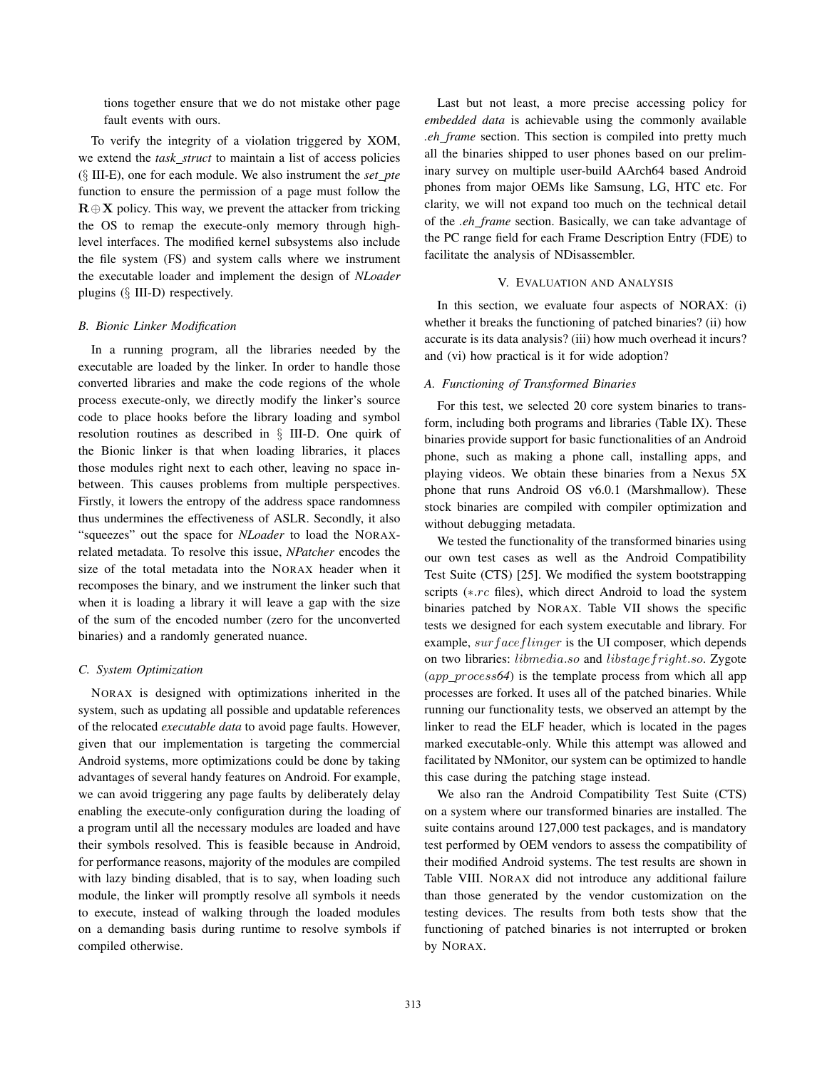tions together ensure that we do not mistake other page fault events with ours.

To verify the integrity of a violation triggered by XOM, we extend the *task_struct* to maintain a list of access policies (§ III-E), one for each module. We also instrument the *set_pte* function to ensure the permission of a page must follow the $\mathbf{R} \oplus \mathbf{X}$ policy. This way, we prevent the attacker from tricking the OS to remap the execute-only memory through high-level interfaces. The modified kernel subsystems also include the file system (FS) and system calls where we instrument the executable loader and implement the design of *NLoader* plugins (§ III-D) respectively.

### B. Bionic Linker Modification

In a running program, all the libraries needed by the executable are loaded by the linker. In order to handle those converted libraries and make the code regions of the whole process execute-only, we directly modify the linker's source code to place hooks before the library loading and symbol resolution routines as described in § III-D. One quirk of the Bionic linker is that when loading libraries, it places those modules right next to each other, leaving no space in-between. This causes problems from multiple perspectives. Firstly, it lowers the entropy of the address space randomness thus undermines the effectiveness of ASLR. Secondly, it also "squeezes" out the space for *NLoader* to load the NORAX-related metadata. To resolve this issue, *NPatcher* encodes the size of the total metadata into the NORAX header when it recomposes the binary, and we instrument the linker such that when it is loading a library it will leave a gap with the size of the sum of the encoded number (zero for the unconverted binaries) and a randomly generated nuance.

### C. System Optimization

NORAX is designed with optimizations inherited in the system, such as updating all possible and updatable references of the relocated *executable data* to avoid page faults. However, given that our implementation is targeting the commercial Android systems, more optimizations could be done by taking advantages of several handy features on Android. For example, we can avoid triggering any page faults by deliberately delay enabling the execute-only configuration during the loading of a program until all the necessary modules are loaded and have their symbols resolved. This is feasible because in Android, for performance reasons, majority of the modules are compiled with lazy binding disabled, that is to say, when loading such module, the linker will promptly resolve all symbols it needs to execute, instead of walking through the loaded modules on a demanding basis during runtime to resolve symbols if compiled otherwise.

Last but not least, a more precise accessing policy for *embedded data* is achievable using the commonly available *.eh_frame* section. This section is compiled into pretty much all the binaries shipped to user phones based on our preliminary survey on multiple user-build AArch64 based Android phones from major OEMs like Samsung, LG, HTC etc. For clarity, we will not expand too much on the technical detail of the *.eh_frame* section. Basically, we can take advantage of the PC range field for each Frame Description Entry (FDE) to facilitate the analysis of NDisassembler.

## V. Evaluation and Analysis

In this section, we evaluate four aspects of NORAX: (i) whether it breaks the functioning of patched binaries? (ii) how accurate is its data analysis? (iii) how much overhead it incurs? and (vi) how practical is it for wide adoption?

### A. Functioning of Transformed Binaries

For this test, we selected 20 core system binaries to transform, including both programs and libraries (Table IX). These binaries provide support for basic functionalities of an Android phone, such as making a phone call, installing apps, and playing videos. We obtain these binaries from a Nexus 5X phone that runs Android OS v6.0.1 (Marshmallow). These stock binaries are compiled with compiler optimization and without debugging metadata.

We tested the functionality of the transformed binaries using our own test cases as well as the Android Compatibility Test Suite (CTS) [25]. We modified the system bootstrapping scripts ($*.rc$ files), which direct Android to load the system binaries patched by NORAX. Table VII shows the specific tests we designed for each system executable and library. For example, $surfaceflinger$ is the UI composer, which depends on two libraries: $libmedia.so$ and $libstagefright.so$. Zygote ($app\_process64$) is the template process from which all app processes are forked. It uses all of the patched binaries. While running our functionality tests, we observed an attempt by the linker to read the ELF header, which is located in the pages marked executable-only. While this attempt was allowed and facilitated by NMonitor, our system can be optimized to handle this case during the patching stage instead.

We also ran the Android Compatibility Test Suite (CTS) on a system where our transformed binaries are installed. The suite contains around 127,000 test packages, and is mandatory test performed by OEM vendors to assess the compatibility of their modified Android systems. The test results are shown in Table VIII. NORAX did not introduce any additional failure than those generated by the vendor customization on the testing devices. The results from both tests show that the functioning of patched binaries is not interrupted or broken by NORAX.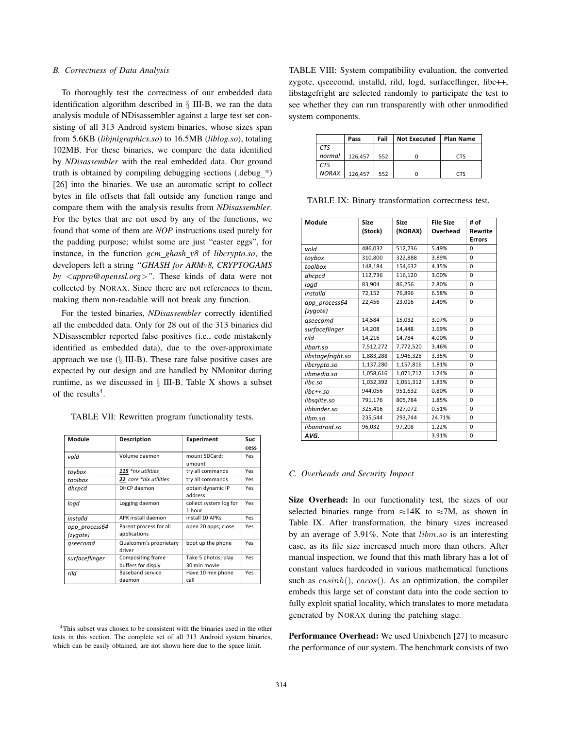### B. Correctness of Data Analysis

To thoroughly test the correctness of our embedded data identification algorithm described in § III-B, we ran the data analysis module of NDisassembler against a large test set consisting of all 313 Android system binaries, whose sizes span from 5.6KB (*libjnigraphics.so*) to 16.5MB (*liblog.so*), totaling 102MB. For these binaries, we compare the data identified by *NDisassembler* with the real embedded data. Our ground truth is obtained by compiling debugging sections (.debug_*) [26] into the binaries. We use an automatic script to collect bytes in file offsets that fall outside any function range and compare them with the analysis results from *NDisassembler*. For the bytes that are not used by any of the functions, we found that some of them are *NOP* instructions used purely for the padding purpose; whilst some are just "easter eggs", for instance, in the function *gcm_ghash_v8* of *libcrypto.so*, the developers left a string *"GHASH for ARMv8, CRYPTOGAMS by <appro@openssl.org>"*. These kinds of data were not collected by NORAX. Since there are not references to them, making them non-readable will not break any function.

For the tested binaries, *NDisassembler* correctly identified all the embedded data. Only for 28 out of the 313 binaries did NDisassembler reported false positives (i.e., code mistakenly identified as embedded data), due to the over-approximate approach we use (§ III-B). These rare false positive cases are expected by our design and are handled by NMonitor during runtime, as we discussed in § III-B. Table X shows a subset of the results[4].

TABLE VII: Rewritten program functionality tests.

| Module | Description | Experiment | Success |
|---|---|---|---|
| *vold* | Volume daemon | mount SDCard; umount | Yes |
| *toybox* | ***115*** *nix utilities | try all commands | Yes |
| *toolbox* | ***22*** core *nix utilities | try all commands | Yes |
| *dhcpcd* | DHCP daemon | obtain dynamic IP address | Yes |
| *logd* | Logging daemon | collect system log for 1 hour | Yes |
| *installd* | APK install daemon | install 10 APKs | Yes |
| *app_process64 (zygote)* | Parent process for all applications | open 20 apps; close | Yes |
| *qseecomd* | Qualcomm's proprietary driver | boot up the phone | Yes |
| *surfaceflinger* | Compositing frame buffers for disply | Take 5 photos; play 30 min movie | Yes |
| *rild* | Baseband service daemon | Have 10 min phone call | Yes |

[4]This subset was chosen to be consistent with the binaries used in the other tests in this section. The complete set of all 313 Android system binaries, which can be easily obtained, are not shown here due to the space limit.

TABLE VIII: System compatibility evaluation, the converted zygote, qseecomd, installd, rild, logd, surfaceflinger, libc++, libstagefright are selected randomly to participate the test to see whether they can run transparently with other unmodified system components.

| | Pass | Fail | Not Executed | Plan Name |
|---|---|---|---|---|
| *CTS normal* | 126,457 | 552 | 0 | CTS |
| *CTS NORAX* | 126,457 | 552 | 0 | CTS |

TABLE IX: Binary transformation correctness test.

| Module | Size (Stock) | Size (NORAX) | File Size Overhead | # of Rewrite Errors |
|---|---|---|---|---|
| *vold* | 486,032 | 512,736 | 5.49% | 0 |
| *toybox* | 310,800 | 322,888 | 3.89% | 0 |
| *toolbox* | 148,184 | 154,632 | 4.35% | 0 |
| *dhcpcd* | 112,736 | 116,120 | 3.00% | 0 |
| *logd* | 83,904 | 86,256 | 2.80% | 0 |
| *installd* | 72,152 | 76,896 | 6.58% | 0 |
| *app_process64 (zygote)* | 22,456 | 23,016 | 2.49% | 0 |
| *qseecomd* | 14,584 | 15,032 | 3.07% | 0 |
| *surfaceflinger* | 14,208 | 14,448 | 1.69% | 0 |
| *rild* | 14,216 | 14,784 | 4.00% | 0 |
| *libart.so* | 7,512,272 | 7,772,520 | 3.46% | 0 |
| *libstagefright.so* | 1,883,288 | 1,946,328 | 3.35% | 0 |
| *libcrypto.so* | 1,137,280 | 1,157,816 | 1.81% | 0 |
| *libmedia.so* | 1,058,616 | 1,071,712 | 1.24% | 0 |
| *libc.so* | 1,032,392 | 1,051,312 | 1.83% | 0 |
| *libc++.so* | 944,056 | 951,632 | 0.80% | 0 |
| *libsqlite.so* | 791,176 | 805,784 | 1.85% | 0 |
| *libbinder.so* | 325,416 | 327,072 | 0.51% | 0 |
| *libm.so* | 235,544 | 293,744 | 24.71% | 0 |
| *libandroid.so* | 96,032 | 97,208 | 1.22% | 0 |
| ***AVG.*** | | | 3.91% | 0 |

### C. Overheads and Security Impact

**Size Overhead:** In our functionality test, the sizes of our selected binaries range from ≈14K to ≈7M, as shown in Table IX. After transformation, the binary sizes increased by an average of 3.91%. Note that $libm.so$ is an interesting case, as its file size increased much more than others. After manual inspection, we found that this math library has a lot of constant values hardcoded in various mathematical functions such as $casinh()$, $cacos()$. As an optimization, the compiler embeds this large set of constant data into the code section to fully exploit spatial locality, which translates to more metadata generated by NORAX during the patching stage.

**Performance Overhead:** We used Unixbench [27] to measure the performance of our system. The benchmark consists of two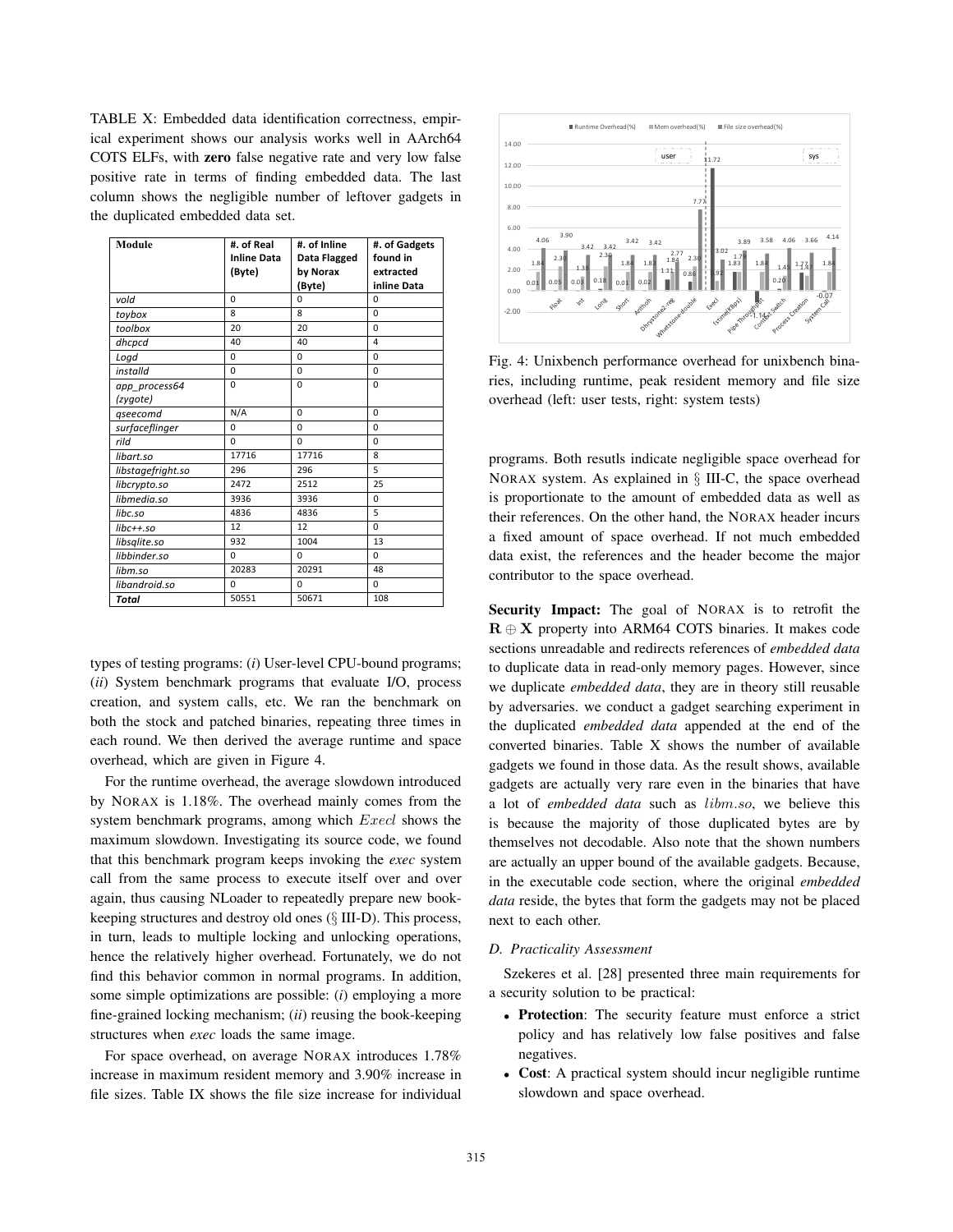TABLE X: Embedded data identification correctness, empirical experiment shows our analysis works well in AArch64 COTS ELFs, with **zero** false negative rate and very low false positive rate in terms of finding embedded data. The last column shows the negligible number of leftover gadgets in the duplicated embedded data set.

| Module | #. of Real Inline Data (Byte) | #. of Inline Data Flagged by Norax (Byte) | #. of Gadgets found in extracted inline Data |
|---|---|---|---|
| *vold* | 0 | 0 | 0 |
| *toybox* | 8 | 8 | 0 |
| *toolbox* | 20 | 20 | 0 |
| *dhcpcd* | 40 | 40 | 4 |
| *Logd* | 0 | 0 | 0 |
| *installd* | 0 | 0 | 0 |
| *app_process64 (zygote)* | 0 | 0 | 0 |
| *qseecomd* | N/A | 0 | 0 |
| *surfaceflinger* | 0 | 0 | 0 |
| *rild* | 0 | 0 | 0 |
| *libart.so* | 17716 | 17716 | 8 |
| *libstagefright.so* | 296 | 296 | 5 |
| *libcrypto.so* | 2472 | 2512 | 25 |
| *libmedia.so* | 3936 | 3936 | 0 |
| *libc.so* | 4836 | 4836 | 5 |
| *libc++.so* | 12 | 12 | 0 |
| *libsqlite.so* | 932 | 1004 | 13 |
| *libbinder.so* | 0 | 0 | 0 |
| *libm.so* | 20283 | 20291 | 48 |
| *libandroid.so* | 0 | 0 | 0 |
| ***Total*** | 50551 | 50671 | 108 |

types of testing programs: (*i*) User-level CPU-bound programs; (*ii*) System benchmark programs that evaluate I/O, process creation, and system calls, etc. We ran the benchmark on both the stock and patched binaries, repeating three times in each round. We then derived the average runtime and space overhead, which are given in Figure 4.

For the runtime overhead, the average slowdown introduced by NORAX is 1.18%. The overhead mainly comes from the system benchmark programs, among which $Execl$ shows the maximum slowdown. Investigating its source code, we found that this benchmark program keeps invoking the *exec* system call from the same process to execute itself over and over again, thus causing NLoader to repeatedly prepare new book-keeping structures and destroy old ones (§ III-D). This process, in turn, leads to multiple locking and unlocking operations, hence the relatively higher overhead. Fortunately, we do not find this behavior common in normal programs. In addition, some simple optimizations are possible: (*i*) employing a more fine-grained locking mechanism; (*ii*) reusing the book-keeping structures when *exec* loads the same image.

For space overhead, on average NORAX introduces 1.78% increase in maximum resident memory and 3.90% increase in file sizes. Table IX shows the file size increase for individual

Fig. 4: Unixbench performance overhead for unixbench binaries, including runtime, peak resident memory and file size overhead (left: user tests, right: system tests)

programs. Both resutls indicate negligible space overhead for NORAX system. As explained in § III-C, the space overhead is proportionate to the amount of embedded data as well as their references. On the other hand, the NORAX header incurs a fixed amount of space overhead. If not much embedded data exist, the references and the header become the major contributor to the space overhead.

**Security Impact:** The goal of NORAX is to retrofit the $\mathbf{R} \oplus \mathbf{X}$ property into ARM64 COTS binaries. It makes code sections unreadable and redirects references of *embedded data* to duplicate data in read-only memory pages. However, since we duplicate *embedded data*, they are in theory still reusable by adversaries. we conduct a gadget searching experiment in the duplicated *embedded data* appended at the end of the converted binaries. Table X shows the number of available gadgets we found in those data. As the result shows, available gadgets are actually very rare even in the binaries that have a lot of *embedded data* such as $libm.so$, we believe this is because the majority of those duplicated bytes are by themselves not decodable. Also note that the shown numbers are actually an upper bound of the available gadgets. Because, in the executable code section, where the original *embedded data* reside, the bytes that form the gadgets may not be placed next to each other.

### D. Practicality Assessment

Szekeres et al. [28] presented three main requirements for a security solution to be practical:

- **Protection**: The security feature must enforce a strict policy and has relatively low false positives and false negatives.
- **Cost**: A practical system should incur negligible runtime slowdown and space overhead.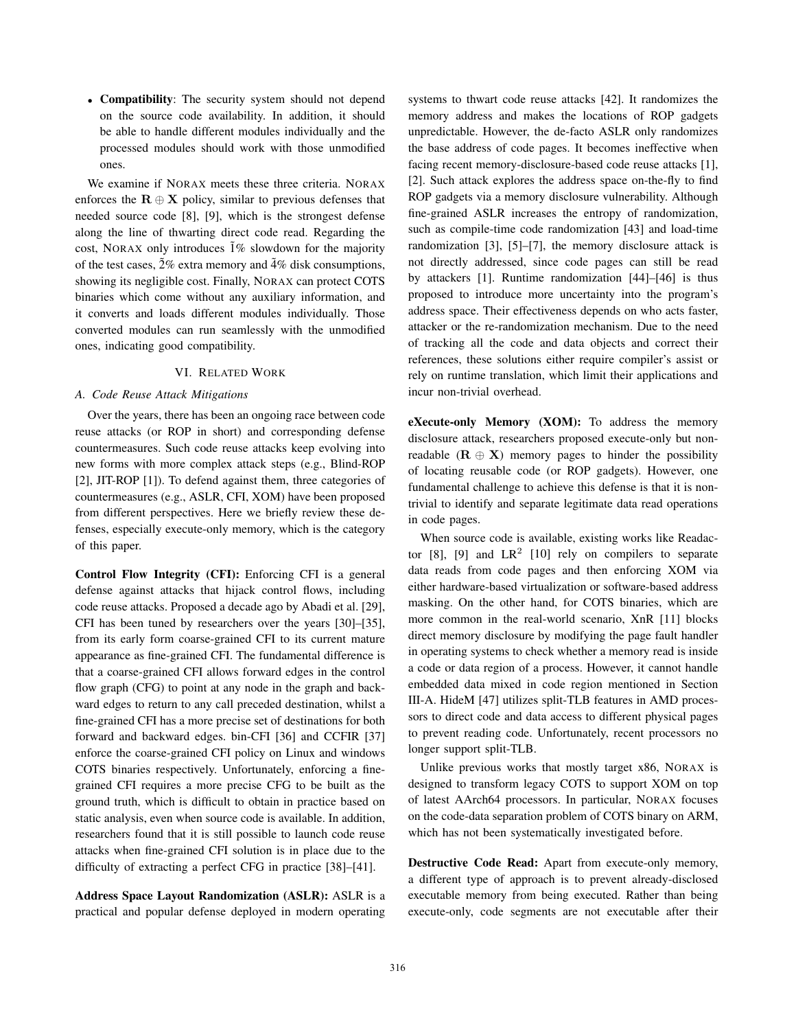- **Compatibility**: The security system should not depend on the source code availability. In addition, it should be able to handle different modules individually and the processed modules should work with those unmodified ones.

We examine if NORAX meets these three criteria. NORAX enforces the $\mathbf{R} \oplus \mathbf{X}$ policy, similar to previous defenses that needed source code [8], [9], which is the strongest defense along the line of thwarting direct code read. Regarding the cost, NORAX only introduces $\tilde{1}$% slowdown for the majority of the test cases, $\tilde{2}$% extra memory and $\tilde{4}$% disk consumptions, showing its negligible cost. Finally, NORAX can protect COTS binaries which come without any auxiliary information, and it converts and loads different modules individually. Those converted modules can run seamlessly with the unmodified ones, indicating good compatibility.

## VI. Related Work

### A. Code Reuse Attack Mitigations

Over the years, there has been an ongoing race between code reuse attacks (or ROP in short) and corresponding defense countermeasures. Such code reuse attacks keep evolving into new forms with more complex attack steps (e.g., Blind-ROP [2], JIT-ROP [1]). To defend against them, three categories of countermeasures (e.g., ASLR, CFI, XOM) have been proposed from different perspectives. Here we briefly review these defenses, especially execute-only memory, which is the category of this paper.

**Control Flow Integrity (CFI):** Enforcing CFI is a general defense against attacks that hijack control flows, including code reuse attacks. Proposed a decade ago by Abadi et al. [29], CFI has been tuned by researchers over the years [30]–[35], from its early form coarse-grained CFI to its current mature appearance as fine-grained CFI. The fundamental difference is that a coarse-grained CFI allows forward edges in the control flow graph (CFG) to point at any node in the graph and backward edges to return to any call preceded destination, whilst a fine-grained CFI has a more precise set of destinations for both forward and backward edges. bin-CFI [36] and CCFIR [37] enforce the coarse-grained CFI policy on Linux and windows COTS binaries respectively. Unfortunately, enforcing a fine-grained CFI requires a more precise CFG to be built as the ground truth, which is difficult to obtain in practice based on static analysis, even when source code is available. In addition, researchers found that it is still possible to launch code reuse attacks when fine-grained CFI solution is in place due to the difficulty of extracting a perfect CFG in practice [38]–[41].

**Address Space Layout Randomization (ASLR):** ASLR is a practical and popular defense deployed in modern operating systems to thwart code reuse attacks [42]. It randomizes the memory address and makes the locations of ROP gadgets unpredictable. However, the de-facto ASLR only randomizes the base address of code pages. It becomes ineffective when facing recent memory-disclosure-based code reuse attacks [1], [2]. Such attack explores the address space on-the-fly to find ROP gadgets via a memory disclosure vulnerability. Although fine-grained ASLR increases the entropy of randomization, such as compile-time code randomization [43] and load-time randomization [3], [5]–[7], the memory disclosure attack is not directly addressed, since code pages can still be read by attackers [1]. Runtime randomization [44]–[46] is thus proposed to introduce more uncertainty into the program's address space. Their effectiveness depends on who acts faster, attacker or the re-randomization mechanism. Due to the need of tracking all the code and data objects and correct their references, these solutions either require compiler's assist or rely on runtime translation, which limit their applications and incur non-trivial overhead.

**eXecute-only Memory (XOM):** To address the memory disclosure attack, researchers proposed execute-only but non-readable ($\mathbf{R} \oplus \mathbf{X}$) memory pages to hinder the possibility of locating reusable code (or ROP gadgets). However, one fundamental challenge to achieve this defense is that it is non-trivial to identify and separate legitimate data read operations in code pages.

When source code is available, existing works like Readactor [8], [9] and $\text{LR}^2$ [10] rely on compilers to separate data reads from code pages and then enforcing XOM via either hardware-based virtualization or software-based address masking. On the other hand, for COTS binaries, which are more common in the real-world scenario, XnR [11] blocks direct memory disclosure by modifying the page fault handler in operating systems to check whether a memory read is inside a code or data region of a process. However, it cannot handle embedded data mixed in code region mentioned in Section III-A. HideM [47] utilizes split-TLB features in AMD processors to direct code and data access to different physical pages to prevent reading code. Unfortunately, recent processors no longer support split-TLB.

Unlike previous works that mostly target x86, NORAX is designed to transform legacy COTS to support XOM on top of latest AArch64 processors. In particular, NORAX focuses on the code-data separation problem of COTS binary on ARM, which has not been systematically investigated before.

**Destructive Code Read:** Apart from execute-only memory, a different type of approach is to prevent already-disclosed executable memory from being executed. Rather than being execute-only, code segments are not executable after their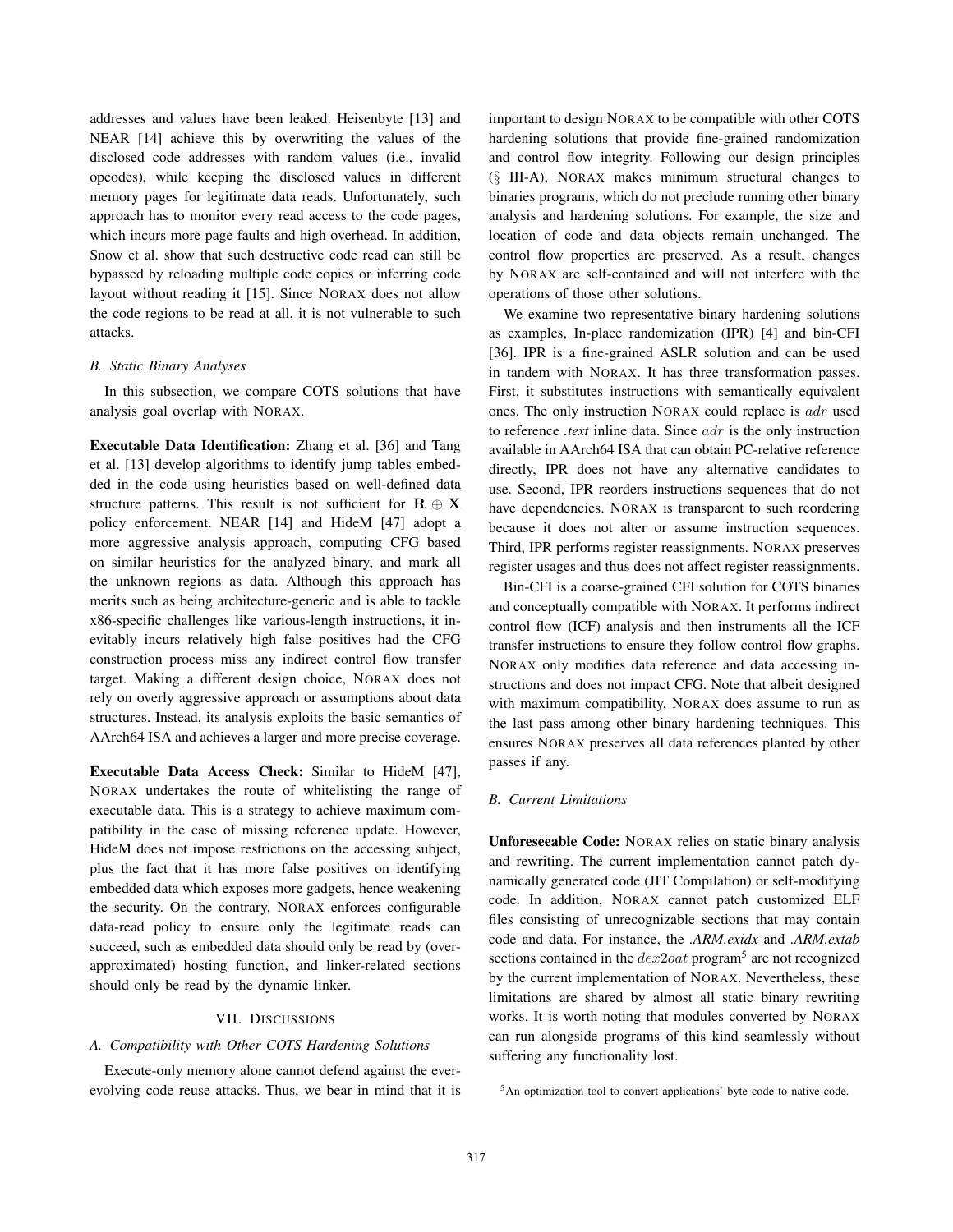addresses and values have been leaked. Heisenbyte [13] and NEAR [14] achieve this by overwriting the values of the disclosed code addresses with random values (i.e., invalid opcodes), while keeping the disclosed values in different memory pages for legitimate data reads. Unfortunately, such approach has to monitor every read access to the code pages, which incurs more page faults and high overhead. In addition, Snow et al. show that such destructive code read can still be bypassed by reloading multiple code copies or inferring code layout without reading it [15]. Since NORAX does not allow the code regions to be read at all, it is not vulnerable to such attacks.

### B. Static Binary Analyses

In this subsection, we compare COTS solutions that have analysis goal overlap with NORAX.

**Executable Data Identification:** Zhang et al. [36] and Tang et al. [13] develop algorithms to identify jump tables embedded in the code using heuristics based on well-defined data structure patterns. This result is not sufficient for $\mathbf{R} \oplus \mathbf{X}$ policy enforcement. NEAR [14] and HideM [47] adopt a more aggressive analysis approach, computing CFG based on similar heuristics for the analyzed binary, and mark all the unknown regions as data. Although this approach has merits such as being architecture-generic and is able to tackle x86-specific challenges like various-length instructions, it inevitably incurs relatively high false positives had the CFG construction process miss any indirect control flow transfer target. Making a different design choice, NORAX does not rely on overly aggressive approach or assumptions about data structures. Instead, its analysis exploits the basic semantics of AArch64 ISA and achieves a larger and more precise coverage.

**Executable Data Access Check:** Similar to HideM [47], NORAX undertakes the route of whitelisting the range of executable data. This is a strategy to achieve maximum compatibility in the case of missing reference update. However, HideM does not impose restrictions on the accessing subject, plus the fact that it has more false positives on identifying embedded data which exposes more gadgets, hence weakening the security. On the contrary, NORAX enforces configurable data-read policy to ensure only the legitimate reads can succeed, such as embedded data should only be read by (over-approximated) hosting function, and linker-related sections should only be read by the dynamic linker.

## VII. Discussions

### A. Compatibility with Other COTS Hardening Solutions

Execute-only memory alone cannot defend against the ever-evolving code reuse attacks. Thus, we bear in mind that it is important to design NORAX to be compatible with other COTS hardening solutions that provide fine-grained randomization and control flow integrity. Following our design principles (§ III-A), NORAX makes minimum structural changes to binaries programs, which do not preclude running other binary analysis and hardening solutions. For example, the size and location of code and data objects remain unchanged. The control flow properties are preserved. As a result, changes by NORAX are self-contained and will not interfere with the operations of those other solutions.

We examine two representative binary hardening solutions as examples, In-place randomization (IPR) [4] and bin-CFI [36]. IPR is a fine-grained ASLR solution and can be used in tandem with NORAX. It has three transformation passes. First, it substitutes instructions with semantically equivalent ones. The only instruction NORAX could replace is $adr$ used to reference *.text* inline data. Since $adr$ is the only instruction available in AArch64 ISA that can obtain PC-relative reference directly, IPR does not have any alternative candidates to use. Second, IPR reorders instructions sequences that do not have dependencies. NORAX is transparent to such reordering because it does not alter or assume instruction sequences. Third, IPR performs register reassignments. NORAX preserves register usages and thus does not affect register reassignments.

Bin-CFI is a coarse-grained CFI solution for COTS binaries and conceptually compatible with NORAX. It performs indirect control flow (ICF) analysis and then instruments all the ICF transfer instructions to ensure they follow control flow graphs. NORAX only modifies data reference and data accessing instructions and does not impact CFG. Note that albeit designed with maximum compatibility, NORAX does assume to run as the last pass among other binary hardening techniques. This ensures NORAX preserves all data references planted by other passes if any.

### B. Current Limitations

**Unforeseeable Code:** NORAX relies on static binary analysis and rewriting. The current implementation cannot patch dynamically generated code (JIT Compilation) or self-modifying code. In addition, NORAX cannot patch customized ELF files consisting of unrecognizable sections that may contain code and data. For instance, the ***.ARM.exidx*** and ***.ARM.extab*** sections contained in the $dex2oat$ program[5] are not recognized by the current implementation of NORAX. Nevertheless, these limitations are shared by almost all static binary rewriting works. It is worth noting that modules converted by NORAX can run alongside programs of this kind seamlessly without suffering any functionality lost.

[5] An optimization tool to convert applications' byte code to native code.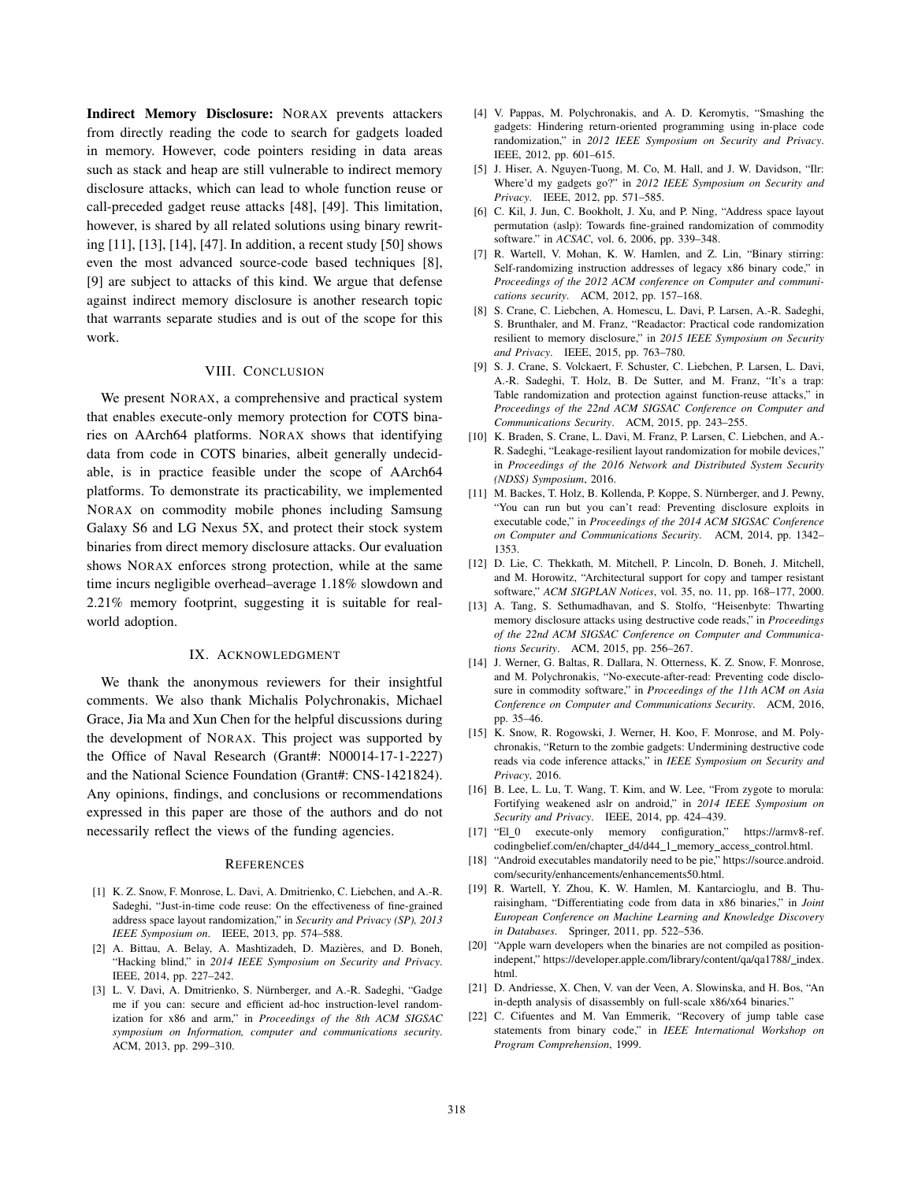**Indirect Memory Disclosure:** NORAX prevents attackers from directly reading the code to search for gadgets loaded in memory. However, code pointers residing in data areas such as stack and heap are still vulnerable to indirect memory disclosure attacks, which can lead to whole function reuse or call-preceded gadget reuse attacks [48], [49]. This limitation, however, is shared by all related solutions using binary rewriting [11], [13], [14], [47]. In addition, a recent study [50] shows even the most advanced source-code based techniques [8], [9] are subject to attacks of this kind. We argue that defense against indirect memory disclosure is another research topic that warrants separate studies and is out of the scope for this work.

## VIII. CONCLUSION

We present NORAX, a comprehensive and practical system that enables execute-only memory protection for COTS binaries on AArch64 platforms. NORAX shows that identifying data from code in COTS binaries, albeit generally undecidable, is in practice feasible under the scope of AArch64 platforms. To demonstrate its practicability, we implemented NORAX on commodity mobile phones including Samsung Galaxy S6 and LG Nexus 5X, and protect their stock system binaries from direct memory disclosure attacks. Our evaluation shows NORAX enforces strong protection, while at the same time incurs negligible overhead–average 1.18% slowdown and 2.21% memory footprint, suggesting it is suitable for real-world adoption.

## IX. ACKNOWLEDGMENT

We thank the anonymous reviewers for their insightful comments. We also thank Michalis Polychronakis, Michael Grace, Jia Ma and Xun Chen for the helpful discussions during the development of NORAX. This project was supported by the Office of Naval Research (Grant#: N00014-17-1-2227) and the National Science Foundation (Grant#: CNS-1421824). Any opinions, findings, and conclusions or recommendations expressed in this paper are those of the authors and do not necessarily reflect the views of the funding agencies.

## REFERENCES

[1] K. Z. Snow, F. Monrose, L. Davi, A. Dmitrienko, C. Liebchen, and A.-R. Sadeghi, "Just-in-time code reuse: On the effectiveness of fine-grained address space layout randomization," in *Security and Privacy (SP), 2013 IEEE Symposium on*. IEEE, 2013, pp. 574–588.

[2] A. Bittau, A. Belay, A. Mashtizadeh, D. Mazières, and D. Boneh, "Hacking blind," in *2014 IEEE Symposium on Security and Privacy*. IEEE, 2014, pp. 227–242.

[3] L. V. Davi, A. Dmitrienko, S. Nürnberger, and A.-R. Sadeghi, "Gadge me if you can: secure and efficient ad-hoc instruction-level randomization for x86 and arm," in *Proceedings of the 8th ACM SIGSAC symposium on Information, computer and communications security*. ACM, 2013, pp. 299–310.

[4] V. Pappas, M. Polychronakis, and A. D. Keromytis, "Smashing the gadgets: Hindering return-oriented programming using in-place code randomization," in *2012 IEEE Symposium on Security and Privacy*. IEEE, 2012, pp. 601–615.

[5] J. Hiser, A. Nguyen-Tuong, M. Co, M. Hall, and J. W. Davidson, "Ilr: Where'd my gadgets go?" in *2012 IEEE Symposium on Security and Privacy*. IEEE, 2012, pp. 571–585.

[6] C. Kil, J. Jun, C. Bookholt, J. Xu, and P. Ning, "Address space layout permutation (aslp): Towards fine-grained randomization of commodity software." in *ACSAC*, vol. 6, 2006, pp. 339–348.

[7] R. Wartell, V. Mohan, K. W. Hamlen, and Z. Lin, "Binary stirring: Self-randomizing instruction addresses of legacy x86 binary code," in *Proceedings of the 2012 ACM conference on Computer and communications security*. ACM, 2012, pp. 157–168.

[8] S. Crane, C. Liebchen, A. Homescu, L. Davi, P. Larsen, A.-R. Sadeghi, S. Brunthaler, and M. Franz, "Readactor: Practical code randomization resilient to memory disclosure," in *2015 IEEE Symposium on Security and Privacy*. IEEE, 2015, pp. 763–780.

[9] S. J. Crane, S. Volckaert, F. Schuster, C. Liebchen, P. Larsen, L. Davi, A.-R. Sadeghi, T. Holz, B. De Sutter, and M. Franz, "It's a trap: Table randomization and protection against function-reuse attacks," in *Proceedings of the 22nd ACM SIGSAC Conference on Computer and Communications Security*. ACM, 2015, pp. 243–255.

[10] K. Braden, S. Crane, L. Davi, M. Franz, P. Larsen, C. Liebchen, and A.-R. Sadeghi, "Leakage-resilient layout randomization for mobile devices," in *Proceedings of the 2016 Network and Distributed System Security (NDSS) Symposium*, 2016.

[11] M. Backes, T. Holz, B. Kollenda, P. Koppe, S. Nürnberger, and J. Pewny, "You can run but you can't read: Preventing disclosure exploits in executable code," in *Proceedings of the 2014 ACM SIGSAC Conference on Computer and Communications Security*. ACM, 2014, pp. 1342–1353.

[12] D. Lie, C. Thekkath, M. Mitchell, P. Lincoln, D. Boneh, J. Mitchell, and M. Horowitz, "Architectural support for copy and tamper resistant software," *ACM SIGPLAN Notices*, vol. 35, no. 11, pp. 168–177, 2000.

[13] A. Tang, S. Sethumadhavan, and S. Stolfo, "Heisenbyte: Thwarting memory disclosure attacks using destructive code reads," in *Proceedings of the 22nd ACM SIGSAC Conference on Computer and Communications Security*. ACM, 2015, pp. 256–267.

[14] J. Werner, G. Baltas, R. Dallara, N. Otterness, K. Z. Snow, F. Monrose, and M. Polychronakis, "No-execute-after-read: Preventing code disclosure in commodity software," in *Proceedings of the 11th ACM on Asia Conference on Computer and Communications Security*. ACM, 2016, pp. 35–46.

[15] K. Snow, R. Rogowski, J. Werner, H. Koo, F. Monrose, and M. Polychronakis, "Return to the zombie gadgets: Undermining destructive code reads via code inference attacks," in *IEEE Symposium on Security and Privacy*, 2016.

[16] B. Lee, L. Lu, T. Wang, T. Kim, and W. Lee, "From zygote to morula: Fortifying weakened aslr on android," in *2014 IEEE Symposium on Security and Privacy*. IEEE, 2014, pp. 424–439.

[17] "El_0 execute-only memory configuration," https://armv8-ref.codingbelief.com/en/chapter_d4/d44_1_memory_access_control.html.

[18] "Android executables mandatorily need to be pie," https://source.android.com/security/enhancements/enhancements50.html.

[19] R. Wartell, Y. Zhou, K. W. Hamlen, M. Kantarcioglu, and B. Thuraisingham, "Differentiating code from data in x86 binaries," in *Joint European Conference on Machine Learning and Knowledge Discovery in Databases*. Springer, 2011, pp. 522–536.

[20] "Apple warn developers when the binaries are not compiled as position-indepent," https://developer.apple.com/library/content/qa/qa1788/_index.html.

[21] D. Andriesse, X. Chen, V. van der Veen, A. Slowinska, and H. Bos, "An in-depth analysis of disassembly on full-scale x86/x64 binaries."

[22] C. Cifuentes and M. Van Emmerik, "Recovery of jump table case statements from binary code," in *IEEE International Workshop on Program Comprehension*, 1999.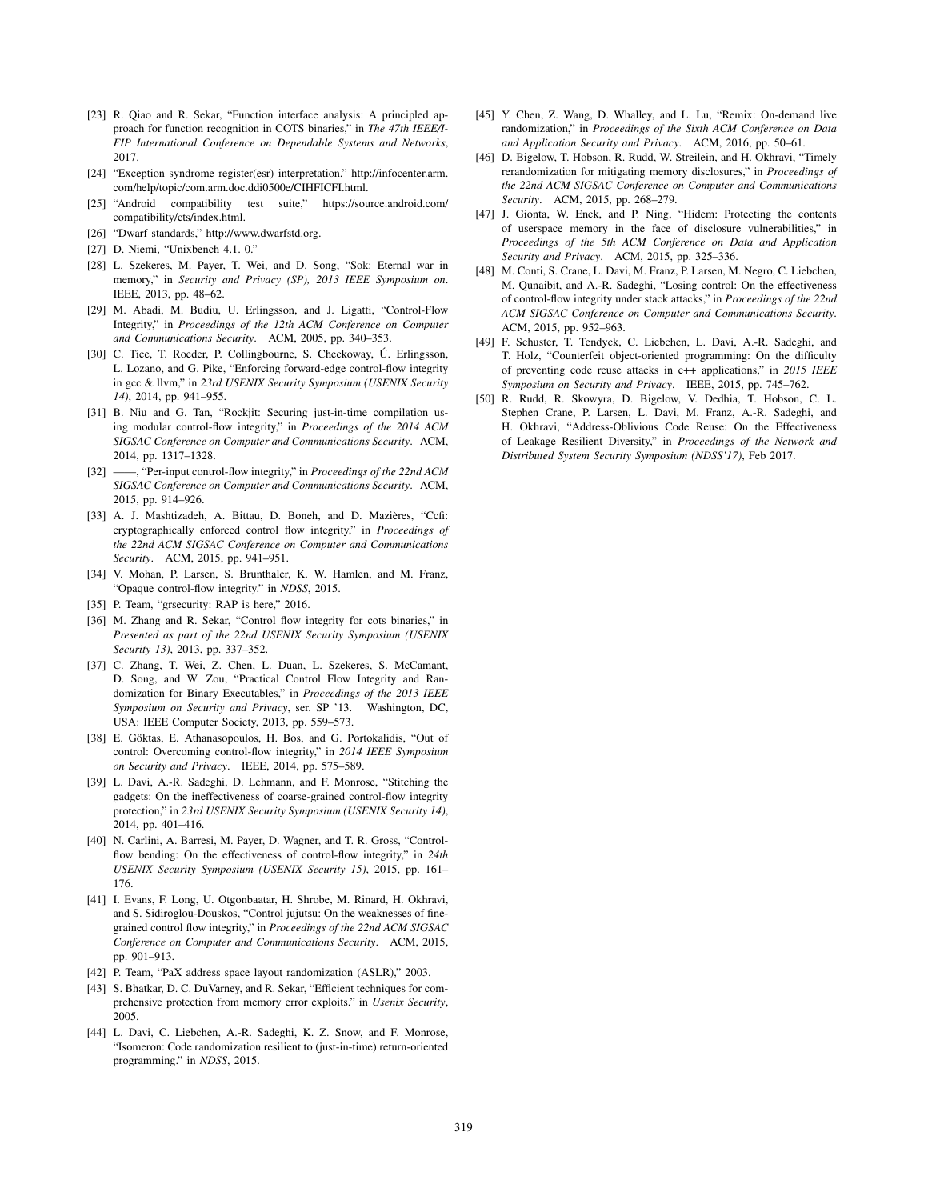[23] R. Qiao and R. Sekar, "Function interface analysis: A principled approach for function recognition in COTS binaries," in *The 47th IEEE/IFIP International Conference on Dependable Systems and Networks*, 2017.

[24] "Exception syndrome register(esr) interpretation," http://infocenter.arm.com/help/topic/com.arm.doc.ddi0500e/CIHFICFI.html.

[25] "Android compatibility test suite," https://source.android.com/compatibility/cts/index.html.

[26] "Dwarf standards," http://www.dwarfstd.org.

[27] D. Niemi, "Unixbench 4.1. 0."

[28] L. Szekeres, M. Payer, T. Wei, and D. Song, "Sok: Eternal war in memory," in *Security and Privacy (SP), 2013 IEEE Symposium on*. IEEE, 2013, pp. 48–62.

[29] M. Abadi, M. Budiu, U. Erlingsson, and J. Ligatti, "Control-Flow Integrity," in *Proceedings of the 12th ACM Conference on Computer and Communications Security*. ACM, 2005, pp. 340–353.

[30] C. Tice, T. Roeder, P. Collingbourne, S. Checkoway, Ú. Erlingsson, L. Lozano, and G. Pike, "Enforcing forward-edge control-flow integrity in gcc & llvm," in *23rd USENIX Security Symposium (USENIX Security 14)*, 2014, pp. 941–955.

[31] B. Niu and G. Tan, "Rockjit: Securing just-in-time compilation using modular control-flow integrity," in *Proceedings of the 2014 ACM SIGSAC Conference on Computer and Communications Security*. ACM, 2014, pp. 1317–1328.

[32] ——, "Per-input control-flow integrity," in *Proceedings of the 22nd ACM SIGSAC Conference on Computer and Communications Security*. ACM, 2015, pp. 914–926.

[33] A. J. Mashtizadeh, A. Bittau, D. Boneh, and D. Mazières, "Ccfi: cryptographically enforced control flow integrity," in *Proceedings of the 22nd ACM SIGSAC Conference on Computer and Communications Security*. ACM, 2015, pp. 941–951.

[34] V. Mohan, P. Larsen, S. Brunthaler, K. W. Hamlen, and M. Franz, "Opaque control-flow integrity." in *NDSS*, 2015.

[35] P. Team, "grsecurity: RAP is here," 2016.

[36] M. Zhang and R. Sekar, "Control flow integrity for cots binaries," in *Presented as part of the 22nd USENIX Security Symposium (USENIX Security 13)*, 2013, pp. 337–352.

[37] C. Zhang, T. Wei, Z. Chen, L. Duan, L. Szekeres, S. McCamant, D. Song, and W. Zou, "Practical Control Flow Integrity and Randomization for Binary Executables," in *Proceedings of the 2013 IEEE Symposium on Security and Privacy*, ser. SP '13. Washington, DC, USA: IEEE Computer Society, 2013, pp. 559–573.

[38] E. Göktas, E. Athanasopoulos, H. Bos, and G. Portokalidis, "Out of control: Overcoming control-flow integrity," in *2014 IEEE Symposium on Security and Privacy*. IEEE, 2014, pp. 575–589.

[39] L. Davi, A.-R. Sadeghi, D. Lehmann, and F. Monrose, "Stitching the gadgets: On the ineffectiveness of coarse-grained control-flow integrity protection," in *23rd USENIX Security Symposium (USENIX Security 14)*, 2014, pp. 401–416.

[40] N. Carlini, A. Barresi, M. Payer, D. Wagner, and T. R. Gross, "Control-flow bending: On the effectiveness of control-flow integrity," in *24th USENIX Security Symposium (USENIX Security 15)*, 2015, pp. 161–176.

[41] I. Evans, F. Long, U. Otgonbaatar, H. Shrobe, M. Rinard, H. Okhravi, and S. Sidiroglou-Douskos, "Control jujutsu: On the weaknesses of fine-grained control flow integrity," in *Proceedings of the 22nd ACM SIGSAC Conference on Computer and Communications Security*. ACM, 2015, pp. 901–913.

[42] P. Team, "PaX address space layout randomization (ASLR)," 2003.

[43] S. Bhatkar, D. C. DuVarney, and R. Sekar, "Efficient techniques for comprehensive protection from memory error exploits." in *Usenix Security*, 2005.

[44] L. Davi, C. Liebchen, A.-R. Sadeghi, K. Z. Snow, and F. Monrose, "Isomeron: Code randomization resilient to (just-in-time) return-oriented programming." in *NDSS*, 2015.

[45] Y. Chen, Z. Wang, D. Whalley, and L. Lu, "Remix: On-demand live randomization," in *Proceedings of the Sixth ACM Conference on Data and Application Security and Privacy*. ACM, 2016, pp. 50–61.

[46] D. Bigelow, T. Hobson, R. Rudd, W. Streilein, and H. Okhravi, "Timely rerandomization for mitigating memory disclosures," in *Proceedings of the 22nd ACM SIGSAC Conference on Computer and Communications Security*. ACM, 2015, pp. 268–279.

[47] J. Gionta, W. Enck, and P. Ning, "Hidem: Protecting the contents of userspace memory in the face of disclosure vulnerabilities," in *Proceedings of the 5th ACM Conference on Data and Application Security and Privacy*. ACM, 2015, pp. 325–336.

[48] M. Conti, S. Crane, L. Davi, M. Franz, P. Larsen, M. Negro, C. Liebchen, M. Qunaibit, and A.-R. Sadeghi, "Losing control: On the effectiveness of control-flow integrity under stack attacks," in *Proceedings of the 22nd ACM SIGSAC Conference on Computer and Communications Security*. ACM, 2015, pp. 952–963.

[49] F. Schuster, T. Tendyck, C. Liebchen, L. Davi, A.-R. Sadeghi, and T. Holz, "Counterfeit object-oriented programming: On the difficulty of preventing code reuse attacks in c++ applications," in *2015 IEEE Symposium on Security and Privacy*. IEEE, 2015, pp. 745–762.

[50] R. Rudd, R. Skowyra, D. Bigelow, V. Dedhia, T. Hobson, C. L. Stephen Crane, P. Larsen, L. Davi, M. Franz, A.-R. Sadeghi, and H. Okhravi, "Address-Oblivious Code Reuse: On the Effectiveness of Leakage Resilient Diversity," in *Proceedings of the Network and Distributed System Security Symposium (NDSS'17)*, Feb 2017.